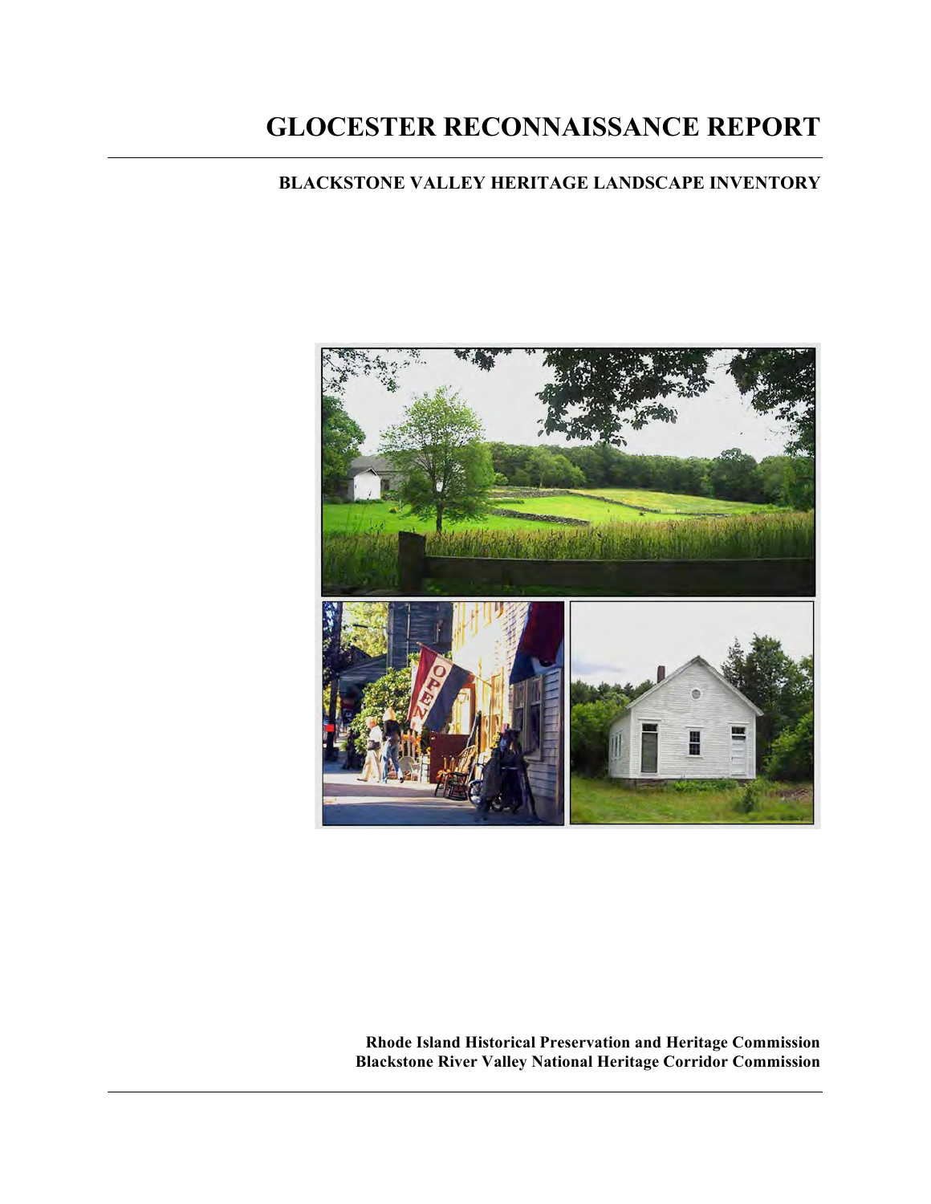# GLOCESTER RECONNAISSANCE REPORT

## BLACKSTONE VALLEY HERITAGE LANDSCAPE INVENTORY

**Rhode Island Historical Preservation and Heritage Commission**
**Blackstone River Valley National Heritage Corridor Commission**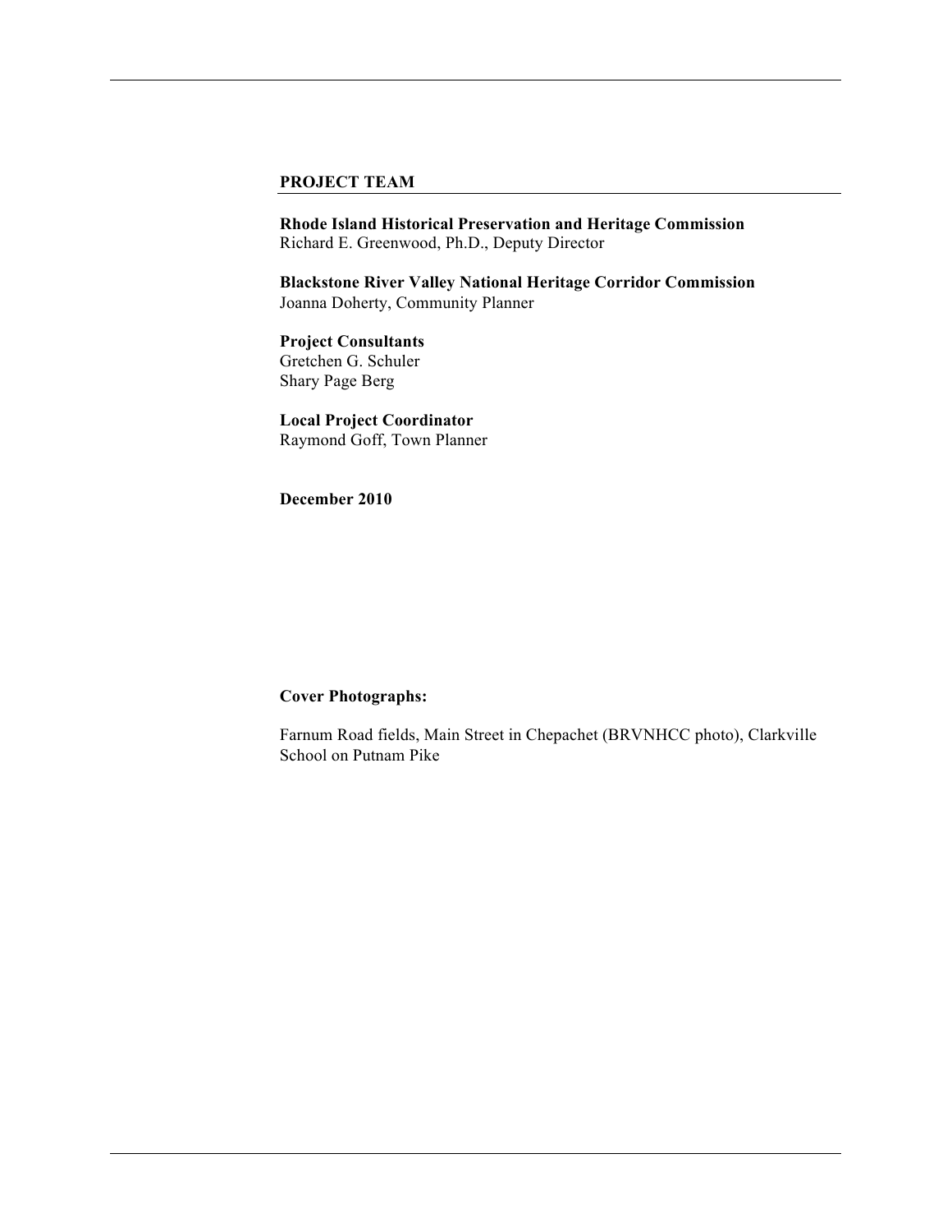## PROJECT TEAM

**Rhode Island Historical Preservation and Heritage Commission**
Richard E. Greenwood, Ph.D., Deputy Director

**Blackstone River Valley National Heritage Corridor Commission**
Joanna Doherty, Community Planner

**Project Consultants**
Gretchen G. Schuler
Shary Page Berg

**Local Project Coordinator**
Raymond Goff, Town Planner

**December 2010**

**Cover Photographs:**

Farnum Road fields, Main Street in Chepachet (BRVNHCC photo), Clarkville School on Putnam Pike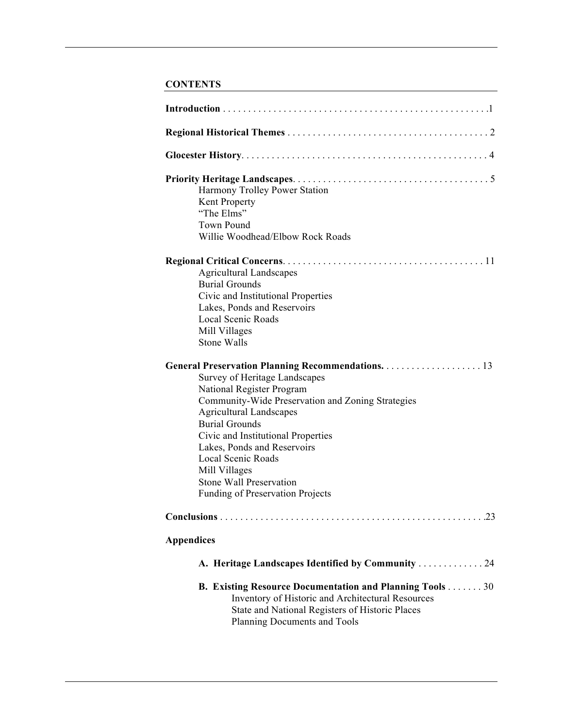## CONTENTS

**Introduction** . . . . . . . . . . . . . . . . . . . . . . . . . . . . . . . . . . . . . . . . . . . . . . . . . . . .1

**Regional Historical Themes** . . . . . . . . . . . . . . . . . . . . . . . . . . . . . . . . . . . . . . . 2

**Glocester History**. . . . . . . . . . . . . . . . . . . . . . . . . . . . . . . . . . . . . . . . . . . . . . . . 4

**Priority Heritage Landscapes**. . . . . . . . . . . . . . . . . . . . . . . . . . . . . . . . . . . . . . 5

- Harmony Trolley Power Station
- Kent Property
- "The Elms"
- Town Pound
- Willie Woodhead/Elbow Rock Roads

**Regional Critical Concerns**. . . . . . . . . . . . . . . . . . . . . . . . . . . . . . . . . . . . . . . 11

- Agricultural Landscapes
- Burial Grounds
- Civic and Institutional Properties
- Lakes, Ponds and Reservoirs
- Local Scenic Roads
- Mill Villages
- Stone Walls

**General Preservation Planning Recommendations.** . . . . . . . . . . . . . . . . . . . 13

- Survey of Heritage Landscapes
- National Register Program
- Community-Wide Preservation and Zoning Strategies
- Agricultural Landscapes
- Burial Grounds
- Civic and Institutional Properties
- Lakes, Ponds and Reservoirs
- Local Scenic Roads
- Mill Villages
- Stone Wall Preservation
- Funding of Preservation Projects

**Conclusions** . . . . . . . . . . . . . . . . . . . . . . . . . . . . . . . . . . . . . . . . . . . . . . . . . . .23

**Appendices**

**A. Heritage Landscapes Identified by Community** . . . . . . . . . . . . . 24

**B. Existing Resource Documentation and Planning Tools** . . . . . . . 30

- Inventory of Historic and Architectural Resources
- State and National Registers of Historic Places
- Planning Documents and Tools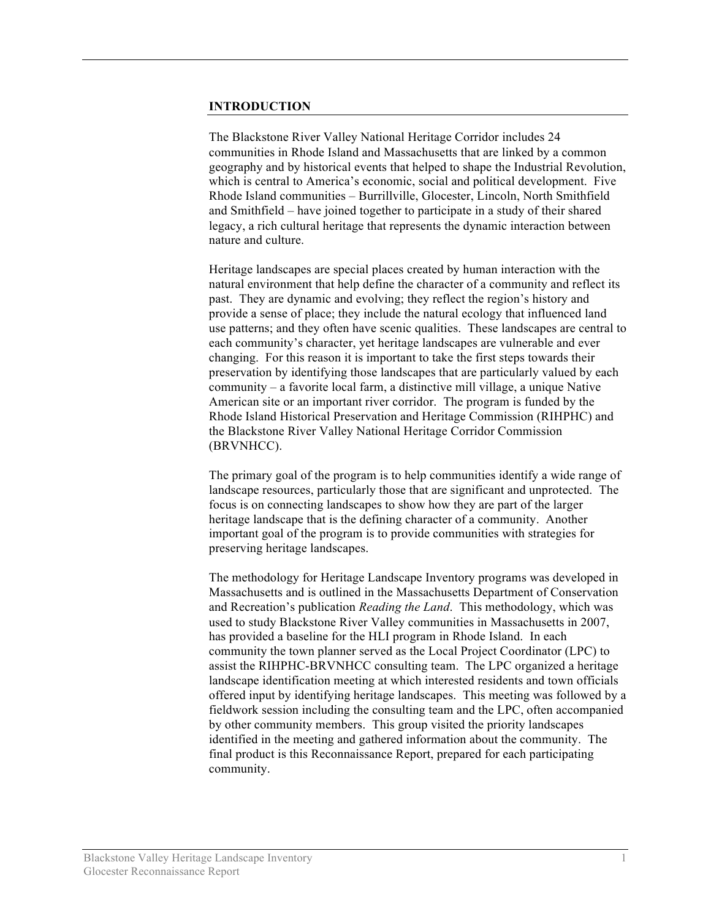## INTRODUCTION

The Blackstone River Valley National Heritage Corridor includes 24 communities in Rhode Island and Massachusetts that are linked by a common geography and by historical events that helped to shape the Industrial Revolution, which is central to America's economic, social and political development. Five Rhode Island communities – Burrillville, Glocester, Lincoln, North Smithfield and Smithfield – have joined together to participate in a study of their shared legacy, a rich cultural heritage that represents the dynamic interaction between nature and culture.

Heritage landscapes are special places created by human interaction with the natural environment that help define the character of a community and reflect its past. They are dynamic and evolving; they reflect the region's history and provide a sense of place; they include the natural ecology that influenced land use patterns; and they often have scenic qualities. These landscapes are central to each community's character, yet heritage landscapes are vulnerable and ever changing. For this reason it is important to take the first steps towards their preservation by identifying those landscapes that are particularly valued by each community – a favorite local farm, a distinctive mill village, a unique Native American site or an important river corridor. The program is funded by the Rhode Island Historical Preservation and Heritage Commission (RIHPHC) and the Blackstone River Valley National Heritage Corridor Commission (BRVNHCC).

The primary goal of the program is to help communities identify a wide range of landscape resources, particularly those that are significant and unprotected. The focus is on connecting landscapes to show how they are part of the larger heritage landscape that is the defining character of a community. Another important goal of the program is to provide communities with strategies for preserving heritage landscapes.

The methodology for Heritage Landscape Inventory programs was developed in Massachusetts and is outlined in the Massachusetts Department of Conservation and Recreation's publication *Reading the Land*. This methodology, which was used to study Blackstone River Valley communities in Massachusetts in 2007, has provided a baseline for the HLI program in Rhode Island. In each community the town planner served as the Local Project Coordinator (LPC) to assist the RIHPHC-BRVNHCC consulting team. The LPC organized a heritage landscape identification meeting at which interested residents and town officials offered input by identifying heritage landscapes. This meeting was followed by a fieldwork session including the consulting team and the LPC, often accompanied by other community members. This group visited the priority landscapes identified in the meeting and gathered information about the community. The final product is this Reconnaissance Report, prepared for each participating community.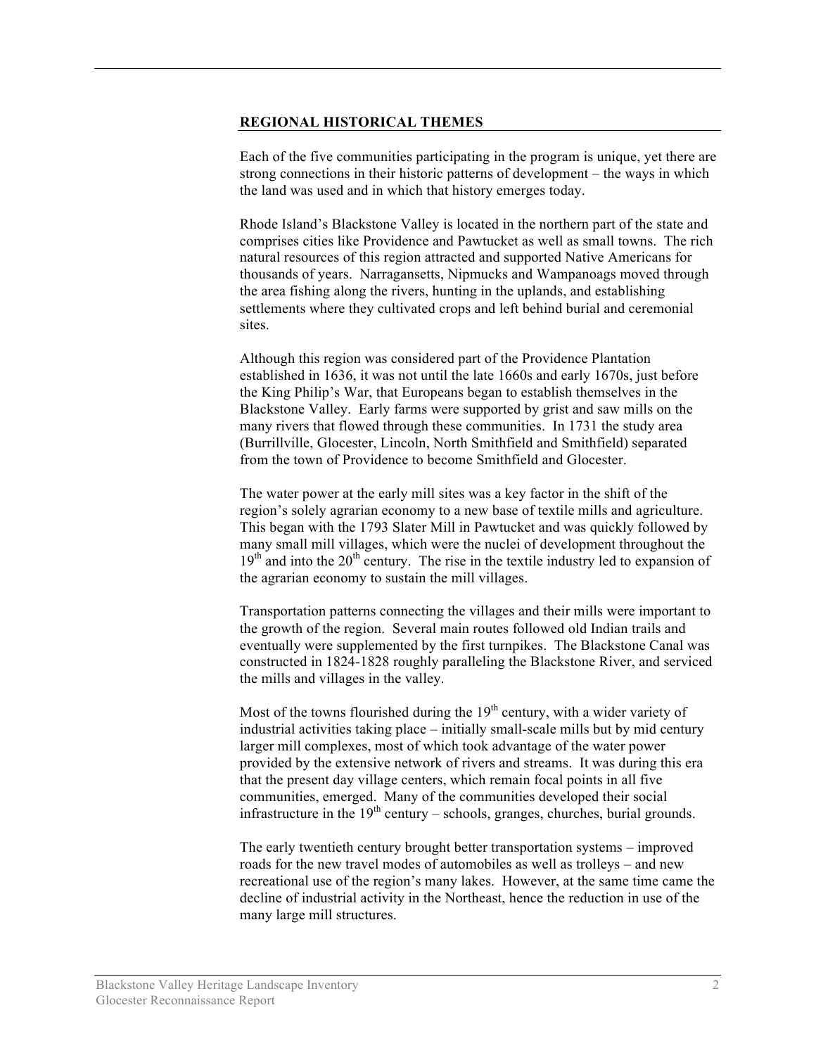## REGIONAL HISTORICAL THEMES

Each of the five communities participating in the program is unique, yet there are strong connections in their historic patterns of development – the ways in which the land was used and in which that history emerges today.

Rhode Island's Blackstone Valley is located in the northern part of the state and comprises cities like Providence and Pawtucket as well as small towns. The rich natural resources of this region attracted and supported Native Americans for thousands of years. Narragansetts, Nipmucks and Wampanoags moved through the area fishing along the rivers, hunting in the uplands, and establishing settlements where they cultivated crops and left behind burial and ceremonial sites.

Although this region was considered part of the Providence Plantation established in 1636, it was not until the late 1660s and early 1670s, just before the King Philip's War, that Europeans began to establish themselves in the Blackstone Valley. Early farms were supported by grist and saw mills on the many rivers that flowed through these communities. In 1731 the study area (Burrillville, Glocester, Lincoln, North Smithfield and Smithfield) separated from the town of Providence to become Smithfield and Glocester.

The water power at the early mill sites was a key factor in the shift of the region's solely agrarian economy to a new base of textile mills and agriculture. This began with the 1793 Slater Mill in Pawtucket and was quickly followed by many small mill villages, which were the nuclei of development throughout the 19th and into the 20th century. The rise in the textile industry led to expansion of the agrarian economy to sustain the mill villages.

Transportation patterns connecting the villages and their mills were important to the growth of the region. Several main routes followed old Indian trails and eventually were supplemented by the first turnpikes. The Blackstone Canal was constructed in 1824-1828 roughly paralleling the Blackstone River, and serviced the mills and villages in the valley.

Most of the towns flourished during the 19th century, with a wider variety of industrial activities taking place – initially small-scale mills but by mid century larger mill complexes, most of which took advantage of the water power provided by the extensive network of rivers and streams. It was during this era that the present day village centers, which remain focal points in all five communities, emerged. Many of the communities developed their social infrastructure in the 19th century – schools, granges, churches, burial grounds.

The early twentieth century brought better transportation systems – improved roads for the new travel modes of automobiles as well as trolleys – and new recreational use of the region's many lakes. However, at the same time came the decline of industrial activity in the Northeast, hence the reduction in use of the many large mill structures.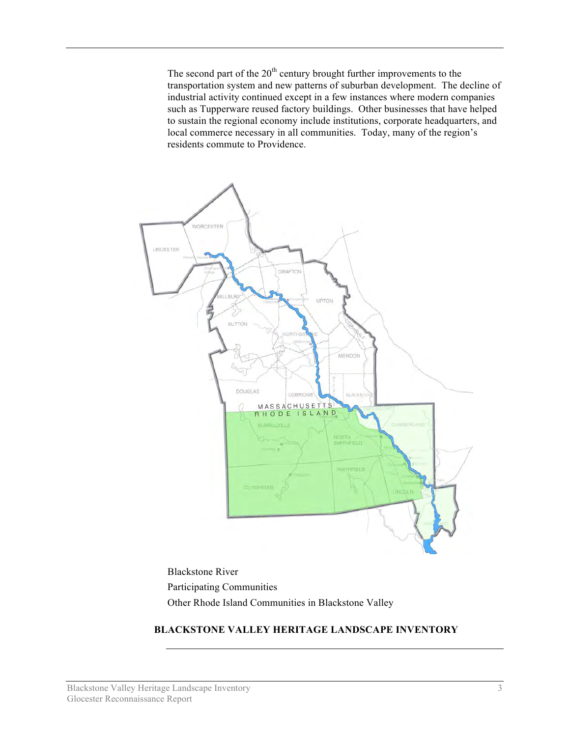The second part of the 20th century brought further improvements to the transportation system and new patterns of suburban development. The decline of industrial activity continued except in a few instances where modern companies such as Tupperware reused factory buildings. Other businesses that have helped to sustain the regional economy include institutions, corporate headquarters, and local commerce necessary in all communities. Today, many of the region's residents commute to Providence.

Blackstone River

Participating Communities

Other Rhode Island Communities in Blackstone Valley

**BLACKSTONE VALLEY HERITAGE LANDSCAPE INVENTORY**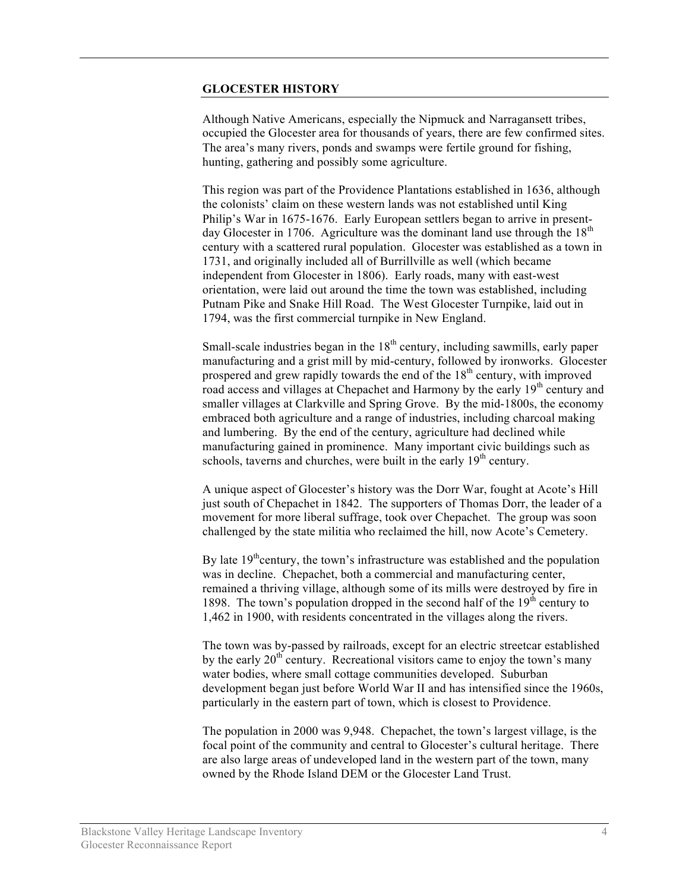## GLOCESTER HISTORY

Although Native Americans, especially the Nipmuck and Narragansett tribes, occupied the Glocester area for thousands of years, there are few confirmed sites. The area's many rivers, ponds and swamps were fertile ground for fishing, hunting, gathering and possibly some agriculture.

This region was part of the Providence Plantations established in 1636, although the colonists' claim on these western lands was not established until King Philip's War in 1675-1676. Early European settlers began to arrive in present-day Glocester in 1706. Agriculture was the dominant land use through the 18th century with a scattered rural population. Glocester was established as a town in 1731, and originally included all of Burrillville as well (which became independent from Glocester in 1806). Early roads, many with east-west orientation, were laid out around the time the town was established, including Putnam Pike and Snake Hill Road. The West Glocester Turnpike, laid out in 1794, was the first commercial turnpike in New England.

Small-scale industries began in the 18th century, including sawmills, early paper manufacturing and a grist mill by mid-century, followed by ironworks. Glocester prospered and grew rapidly towards the end of the 18th century, with improved road access and villages at Chepachet and Harmony by the early 19th century and smaller villages at Clarkville and Spring Grove. By the mid-1800s, the economy embraced both agriculture and a range of industries, including charcoal making and lumbering. By the end of the century, agriculture had declined while manufacturing gained in prominence. Many important civic buildings such as schools, taverns and churches, were built in the early 19th century.

A unique aspect of Glocester's history was the Dorr War, fought at Acote's Hill just south of Chepachet in 1842. The supporters of Thomas Dorr, the leader of a movement for more liberal suffrage, took over Chepachet. The group was soon challenged by the state militia who reclaimed the hill, now Acote's Cemetery.

By late 19th century, the town's infrastructure was established and the population was in decline. Chepachet, both a commercial and manufacturing center, remained a thriving village, although some of its mills were destroyed by fire in 1898. The town's population dropped in the second half of the 19th century to 1,462 in 1900, with residents concentrated in the villages along the rivers.

The town was by-passed by railroads, except for an electric streetcar established by the early 20th century. Recreational visitors came to enjoy the town's many water bodies, where small cottage communities developed. Suburban development began just before World War II and has intensified since the 1960s, particularly in the eastern part of town, which is closest to Providence.

The population in 2000 was 9,948. Chepachet, the town's largest village, is the focal point of the community and central to Glocester's cultural heritage. There are also large areas of undeveloped land in the western part of the town, many owned by the Rhode Island DEM or the Glocester Land Trust.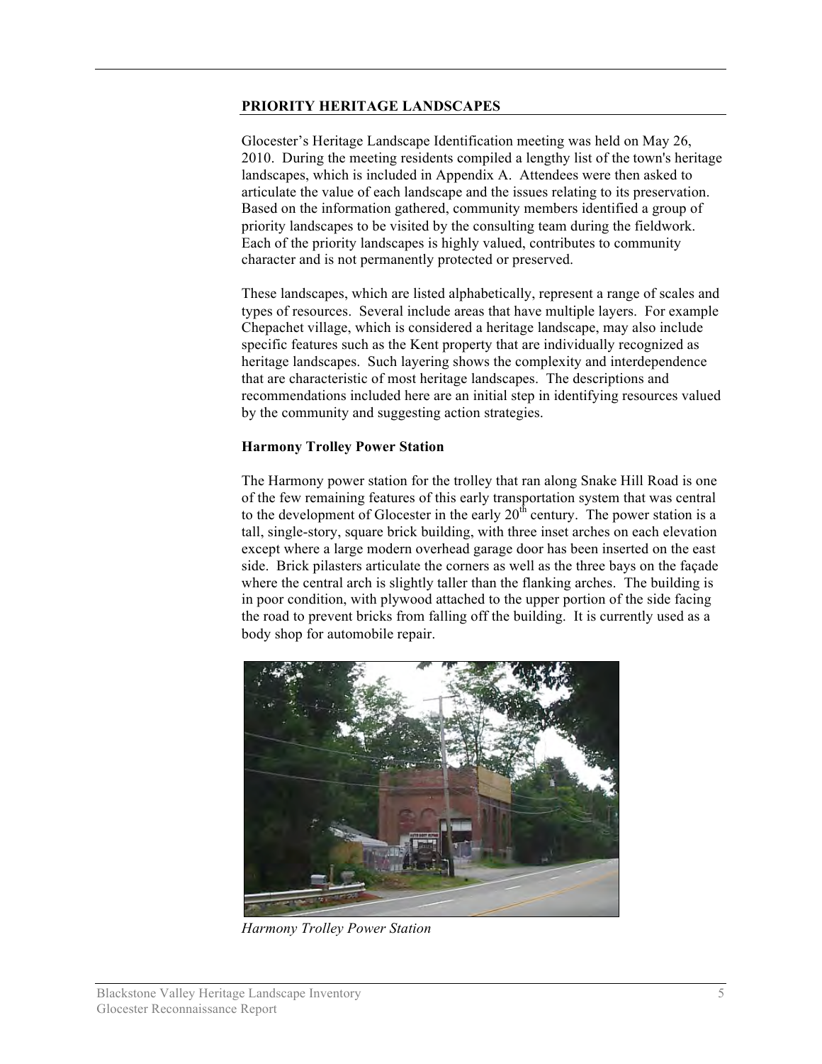## PRIORITY HERITAGE LANDSCAPES

Glocester's Heritage Landscape Identification meeting was held on May 26, 2010. During the meeting residents compiled a lengthy list of the town's heritage landscapes, which is included in Appendix A. Attendees were then asked to articulate the value of each landscape and the issues relating to its preservation. Based on the information gathered, community members identified a group of priority landscapes to be visited by the consulting team during the fieldwork. Each of the priority landscapes is highly valued, contributes to community character and is not permanently protected or preserved.

These landscapes, which are listed alphabetically, represent a range of scales and types of resources. Several include areas that have multiple layers. For example Chepachet village, which is considered a heritage landscape, may also include specific features such as the Kent property that are individually recognized as heritage landscapes. Such layering shows the complexity and interdependence that are characteristic of most heritage landscapes. The descriptions and recommendations included here are an initial step in identifying resources valued by the community and suggesting action strategies.

### Harmony Trolley Power Station

The Harmony power station for the trolley that ran along Snake Hill Road is one of the few remaining features of this early transportation system that was central to the development of Glocester in the early 20th century. The power station is a tall, single-story, square brick building, with three inset arches on each elevation except where a large modern overhead garage door has been inserted on the east side. Brick pilasters articulate the corners as well as the three bays on the façade where the central arch is slightly taller than the flanking arches. The building is in poor condition, with plywood attached to the upper portion of the side facing the road to prevent bricks from falling off the building. It is currently used as a body shop for automobile repair.

*Harmony Trolley Power Station*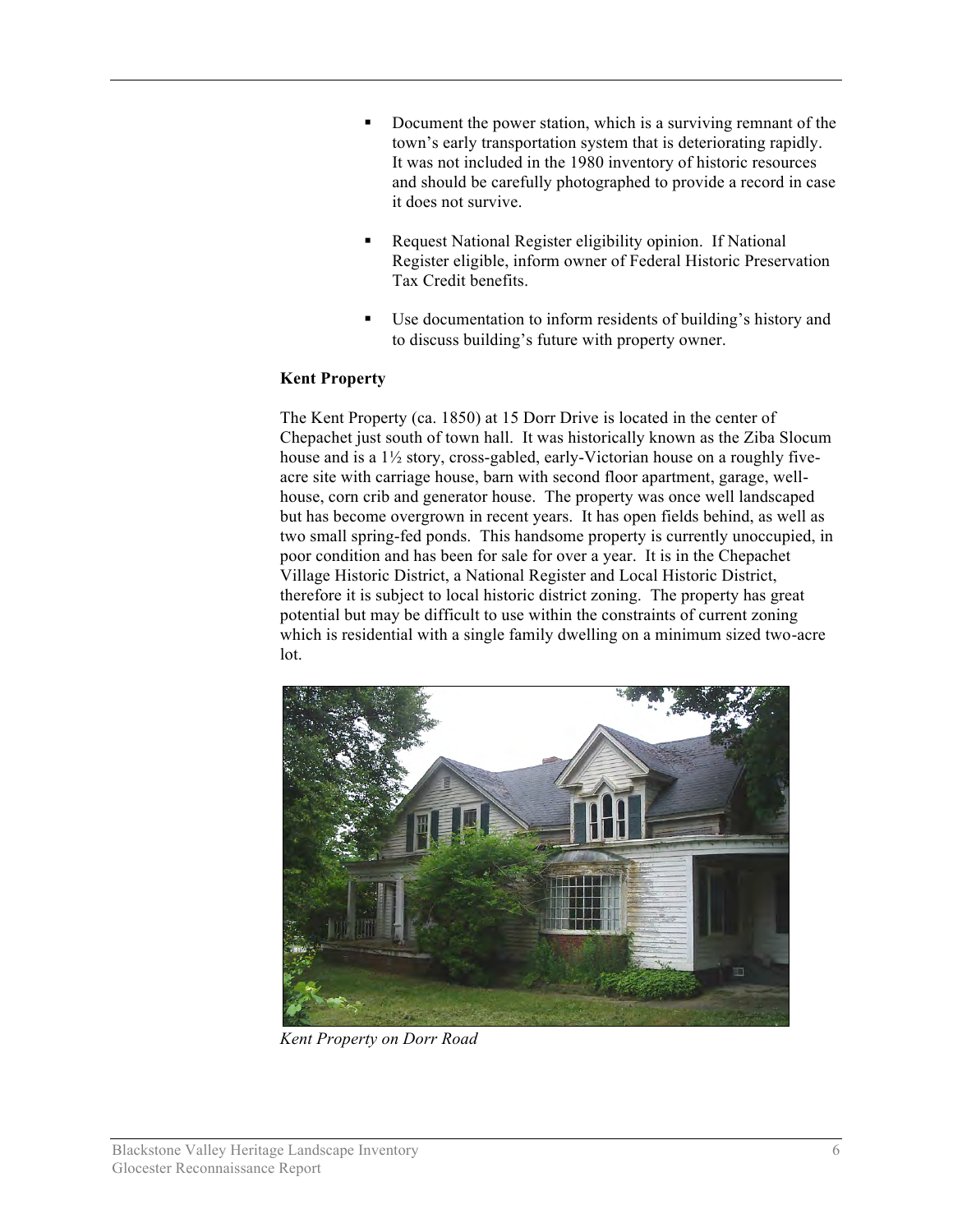- Document the power station, which is a surviving remnant of the town's early transportation system that is deteriorating rapidly. It was not included in the 1980 inventory of historic resources and should be carefully photographed to provide a record in case it does not survive.

- Request National Register eligibility opinion. If National Register eligible, inform owner of Federal Historic Preservation Tax Credit benefits.

- Use documentation to inform residents of building's history and to discuss building's future with property owner.

**Kent Property**

The Kent Property (ca. 1850) at 15 Dorr Drive is located in the center of Chepachet just south of town hall. It was historically known as the Ziba Slocum house and is a 1½ story, cross-gabled, early-Victorian house on a roughly five-acre site with carriage house, barn with second floor apartment, garage, well-house, corn crib and generator house. The property was once well landscaped but has become overgrown in recent years. It has open fields behind, as well as two small spring-fed ponds. This handsome property is currently unoccupied, in poor condition and has been for sale for over a year. It is in the Chepachet Village Historic District, a National Register and Local Historic District, therefore it is subject to local historic district zoning. The property has great potential but may be difficult to use within the constraints of current zoning which is residential with a single family dwelling on a minimum sized two-acre lot.

*Kent Property on Dorr Road*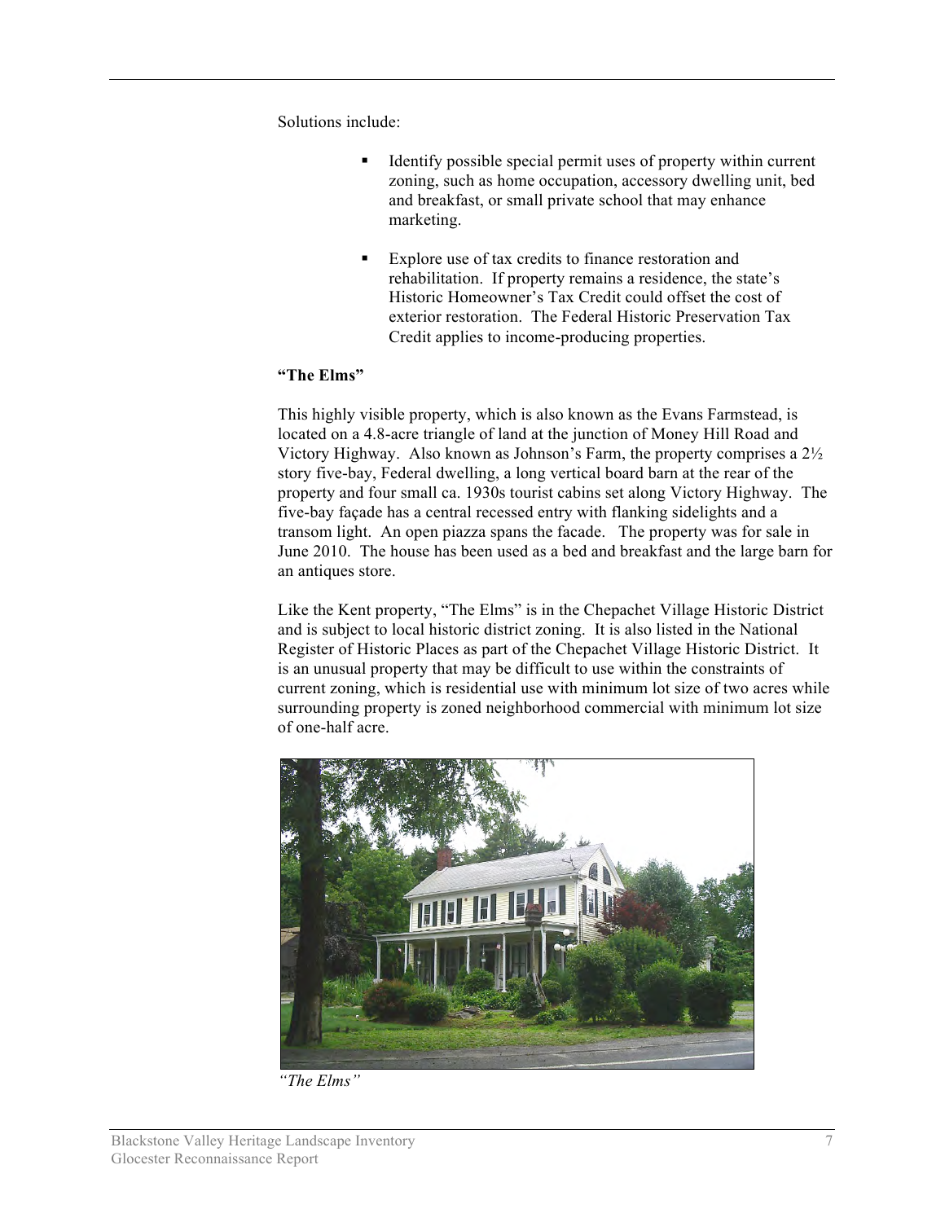Solutions include:

- Identify possible special permit uses of property within current zoning, such as home occupation, accessory dwelling unit, bed and breakfast, or small private school that may enhance marketing.
- Explore use of tax credits to finance restoration and rehabilitation. If property remains a residence, the state's Historic Homeowner's Tax Credit could offset the cost of exterior restoration. The Federal Historic Preservation Tax Credit applies to income-producing properties.

**"The Elms"**

This highly visible property, which is also known as the Evans Farmstead, is located on a 4.8-acre triangle of land at the junction of Money Hill Road and Victory Highway. Also known as Johnson's Farm, the property comprises a 2½ story five-bay, Federal dwelling, a long vertical board barn at the rear of the property and four small ca. 1930s tourist cabins set along Victory Highway. The five-bay façade has a central recessed entry with flanking sidelights and a transom light. An open piazza spans the facade. The property was for sale in June 2010. The house has been used as a bed and breakfast and the large barn for an antiques store.

Like the Kent property, "The Elms" is in the Chepachet Village Historic District and is subject to local historic district zoning. It is also listed in the National Register of Historic Places as part of the Chepachet Village Historic District. It is an unusual property that may be difficult to use within the constraints of current zoning, which is residential use with minimum lot size of two acres while surrounding property is zoned neighborhood commercial with minimum lot size of one-half acre.

*"The Elms"*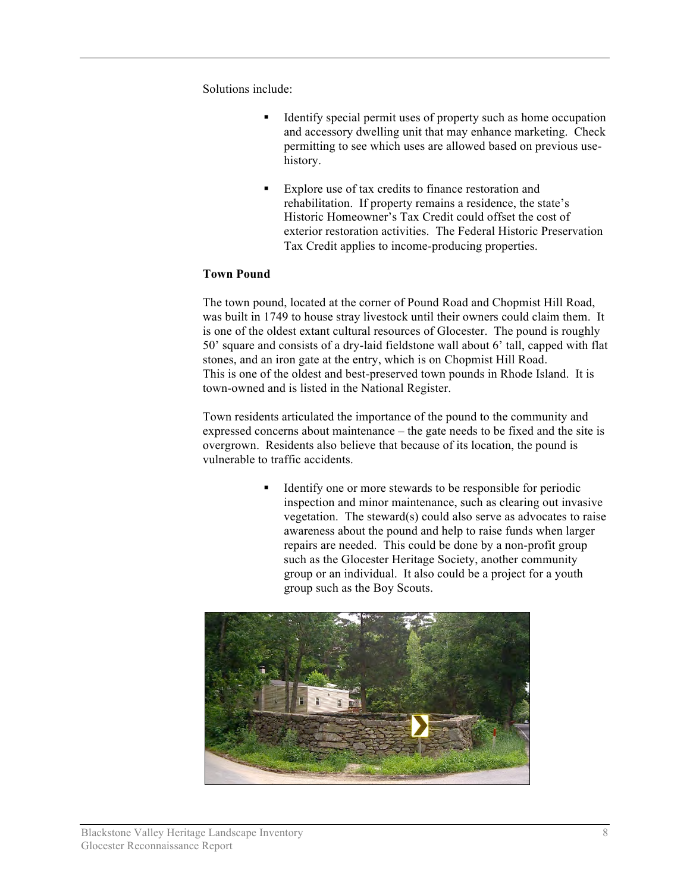Solutions include:

- Identify special permit uses of property such as home occupation and accessory dwelling unit that may enhance marketing. Check permitting to see which uses are allowed based on previous use-history.

- Explore use of tax credits to finance restoration and rehabilitation. If property remains a residence, the state's Historic Homeowner's Tax Credit could offset the cost of exterior restoration activities. The Federal Historic Preservation Tax Credit applies to income-producing properties.

**Town Pound**

The town pound, located at the corner of Pound Road and Chopmist Hill Road, was built in 1749 to house stray livestock until their owners could claim them. It is one of the oldest extant cultural resources of Glocester. The pound is roughly 50' square and consists of a dry-laid fieldstone wall about 6' tall, capped with flat stones, and an iron gate at the entry, which is on Chopmist Hill Road. This is one of the oldest and best-preserved town pounds in Rhode Island. It is town-owned and is listed in the National Register.

Town residents articulated the importance of the pound to the community and expressed concerns about maintenance – the gate needs to be fixed and the site is overgrown. Residents also believe that because of its location, the pound is vulnerable to traffic accidents.

- Identify one or more stewards to be responsible for periodic inspection and minor maintenance, such as clearing out invasive vegetation. The steward(s) could also serve as advocates to raise awareness about the pound and help to raise funds when larger repairs are needed. This could be done by a non-profit group such as the Glocester Heritage Society, another community group or an individual. It also could be a project for a youth group such as the Boy Scouts.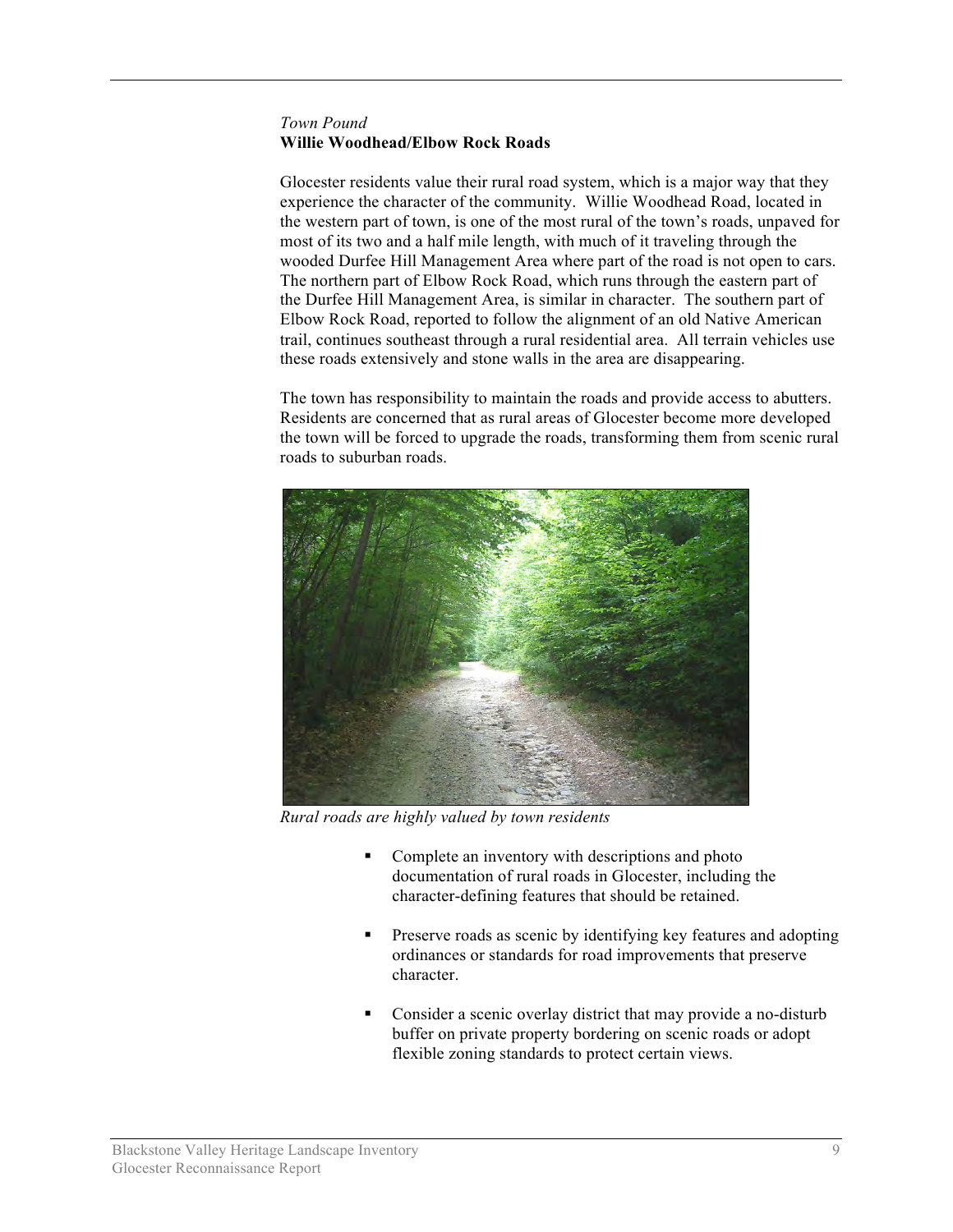*Town Pound*

**Willie Woodhead/Elbow Rock Roads**

Glocester residents value their rural road system, which is a major way that they experience the character of the community. Willie Woodhead Road, located in the western part of town, is one of the most rural of the town's roads, unpaved for most of its two and a half mile length, with much of it traveling through the wooded Durfee Hill Management Area where part of the road is not open to cars. The northern part of Elbow Rock Road, which runs through the eastern part of the Durfee Hill Management Area, is similar in character. The southern part of Elbow Rock Road, reported to follow the alignment of an old Native American trail, continues southeast through a rural residential area. All terrain vehicles use these roads extensively and stone walls in the area are disappearing.

The town has responsibility to maintain the roads and provide access to abutters. Residents are concerned that as rural areas of Glocester become more developed the town will be forced to upgrade the roads, transforming them from scenic rural roads to suburban roads.

*Rural roads are highly valued by town residents*

- Complete an inventory with descriptions and photo documentation of rural roads in Glocester, including the character-defining features that should be retained.
- Preserve roads as scenic by identifying key features and adopting ordinances or standards for road improvements that preserve character.
- Consider a scenic overlay district that may provide a no-disturb buffer on private property bordering on scenic roads or adopt flexible zoning standards to protect certain views.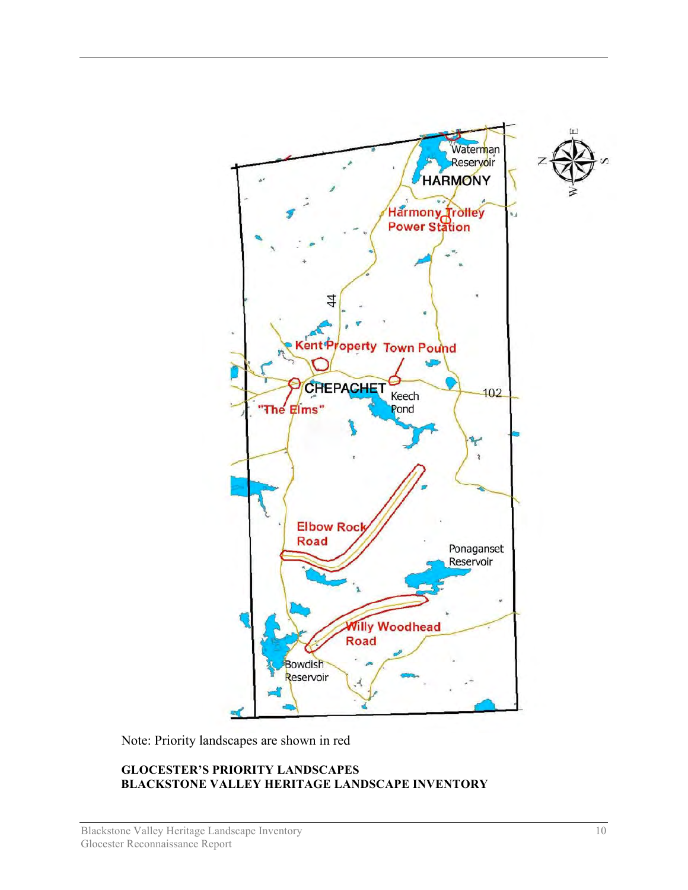Note: Priority landscapes are shown in red

**GLOCESTER'S PRIORITY LANDSCAPES**
**BLACKSTONE VALLEY HERITAGE LANDSCAPE INVENTORY**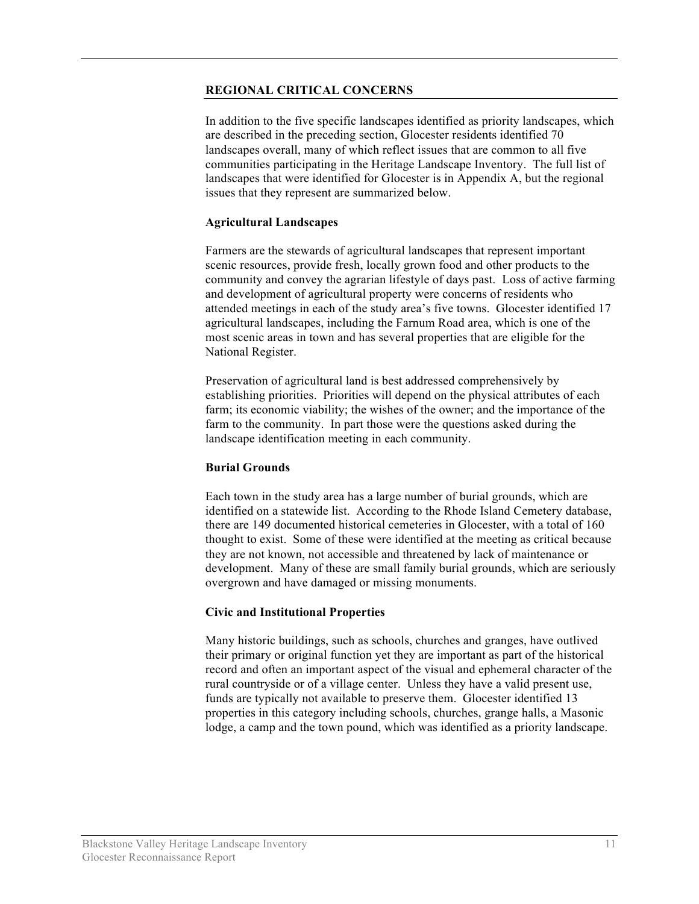## REGIONAL CRITICAL CONCERNS

In addition to the five specific landscapes identified as priority landscapes, which are described in the preceding section, Glocester residents identified 70 landscapes overall, many of which reflect issues that are common to all five communities participating in the Heritage Landscape Inventory. The full list of landscapes that were identified for Glocester is in Appendix A, but the regional issues that they represent are summarized below.

### Agricultural Landscapes

Farmers are the stewards of agricultural landscapes that represent important scenic resources, provide fresh, locally grown food and other products to the community and convey the agrarian lifestyle of days past. Loss of active farming and development of agricultural property were concerns of residents who attended meetings in each of the study area's five towns. Glocester identified 17 agricultural landscapes, including the Farnum Road area, which is one of the most scenic areas in town and has several properties that are eligible for the National Register.

Preservation of agricultural land is best addressed comprehensively by establishing priorities. Priorities will depend on the physical attributes of each farm; its economic viability; the wishes of the owner; and the importance of the farm to the community. In part those were the questions asked during the landscape identification meeting in each community.

### Burial Grounds

Each town in the study area has a large number of burial grounds, which are identified on a statewide list. According to the Rhode Island Cemetery database, there are 149 documented historical cemeteries in Glocester, with a total of 160 thought to exist. Some of these were identified at the meeting as critical because they are not known, not accessible and threatened by lack of maintenance or development. Many of these are small family burial grounds, which are seriously overgrown and have damaged or missing monuments.

### Civic and Institutional Properties

Many historic buildings, such as schools, churches and granges, have outlived their primary or original function yet they are important as part of the historical record and often an important aspect of the visual and ephemeral character of the rural countryside or of a village center. Unless they have a valid present use, funds are typically not available to preserve them. Glocester identified 13 properties in this category including schools, churches, grange halls, a Masonic lodge, a camp and the town pound, which was identified as a priority landscape.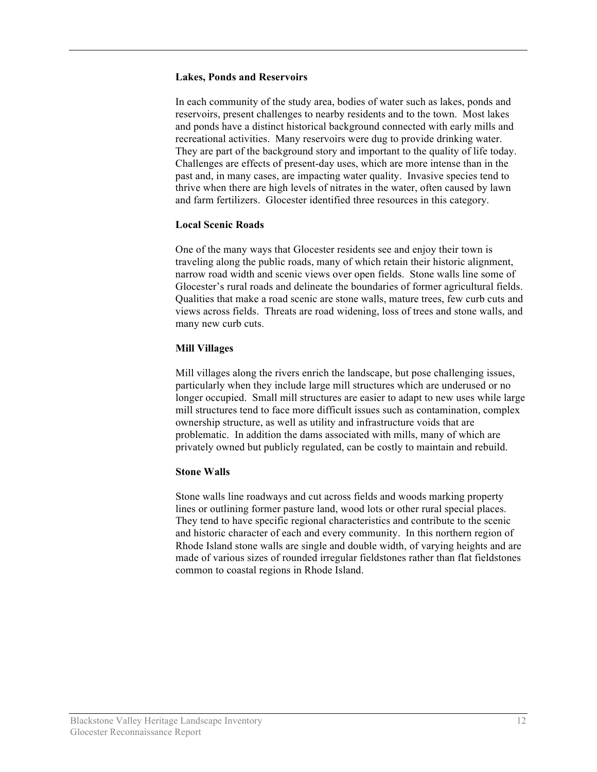### Lakes, Ponds and Reservoirs

In each community of the study area, bodies of water such as lakes, ponds and reservoirs, present challenges to nearby residents and to the town. Most lakes and ponds have a distinct historical background connected with early mills and recreational activities. Many reservoirs were dug to provide drinking water. They are part of the background story and important to the quality of life today. Challenges are effects of present-day uses, which are more intense than in the past and, in many cases, are impacting water quality. Invasive species tend to thrive when there are high levels of nitrates in the water, often caused by lawn and farm fertilizers. Glocester identified three resources in this category.

### Local Scenic Roads

One of the many ways that Glocester residents see and enjoy their town is traveling along the public roads, many of which retain their historic alignment, narrow road width and scenic views over open fields. Stone walls line some of Glocester's rural roads and delineate the boundaries of former agricultural fields. Qualities that make a road scenic are stone walls, mature trees, few curb cuts and views across fields. Threats are road widening, loss of trees and stone walls, and many new curb cuts.

### Mill Villages

Mill villages along the rivers enrich the landscape, but pose challenging issues, particularly when they include large mill structures which are underused or no longer occupied. Small mill structures are easier to adapt to new uses while large mill structures tend to face more difficult issues such as contamination, complex ownership structure, as well as utility and infrastructure voids that are problematic. In addition the dams associated with mills, many of which are privately owned but publicly regulated, can be costly to maintain and rebuild.

### Stone Walls

Stone walls line roadways and cut across fields and woods marking property lines or outlining former pasture land, wood lots or other rural special places. They tend to have specific regional characteristics and contribute to the scenic and historic character of each and every community. In this northern region of Rhode Island stone walls are single and double width, of varying heights and are made of various sizes of rounded irregular fieldstones rather than flat fieldstones common to coastal regions in Rhode Island.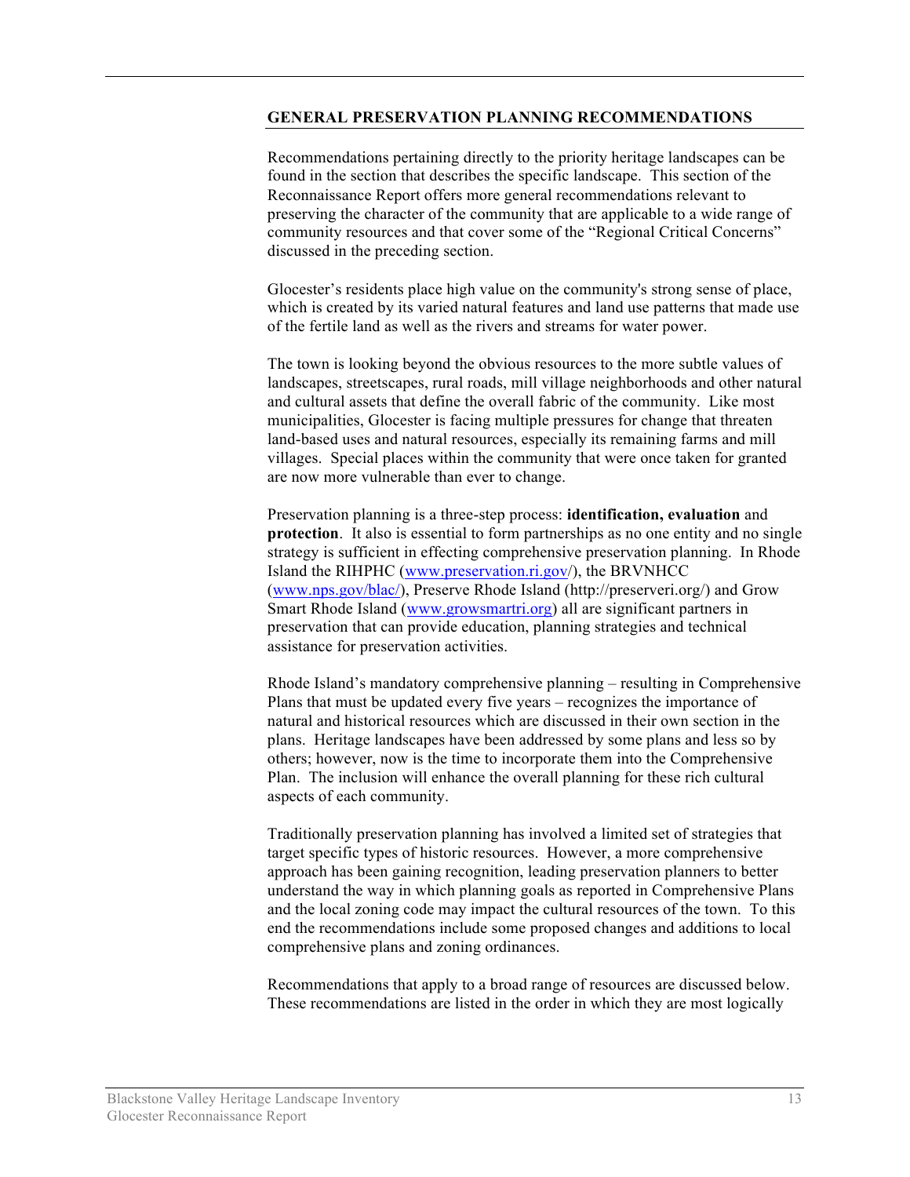## GENERAL PRESERVATION PLANNING RECOMMENDATIONS

Recommendations pertaining directly to the priority heritage landscapes can be found in the section that describes the specific landscape. This section of the Reconnaissance Report offers more general recommendations relevant to preserving the character of the community that are applicable to a wide range of community resources and that cover some of the "Regional Critical Concerns" discussed in the preceding section.

Glocester's residents place high value on the community's strong sense of place, which is created by its varied natural features and land use patterns that made use of the fertile land as well as the rivers and streams for water power.

The town is looking beyond the obvious resources to the more subtle values of landscapes, streetscapes, rural roads, mill village neighborhoods and other natural and cultural assets that define the overall fabric of the community. Like most municipalities, Glocester is facing multiple pressures for change that threaten land-based uses and natural resources, especially its remaining farms and mill villages. Special places within the community that were once taken for granted are now more vulnerable than ever to change.

Preservation planning is a three-step process: **identification, evaluation** and **protection**. It also is essential to form partnerships as no one entity and no single strategy is sufficient in effecting comprehensive preservation planning. In Rhode Island the RIHPHC (www.preservation.ri.gov/), the BRVNHCC (www.nps.gov/blac/), Preserve Rhode Island (http://preserveri.org/) and Grow Smart Rhode Island (www.growsmartri.org) all are significant partners in preservation that can provide education, planning strategies and technical assistance for preservation activities.

Rhode Island's mandatory comprehensive planning – resulting in Comprehensive Plans that must be updated every five years – recognizes the importance of natural and historical resources which are discussed in their own section in the plans. Heritage landscapes have been addressed by some plans and less so by others; however, now is the time to incorporate them into the Comprehensive Plan. The inclusion will enhance the overall planning for these rich cultural aspects of each community.

Traditionally preservation planning has involved a limited set of strategies that target specific types of historic resources. However, a more comprehensive approach has been gaining recognition, leading preservation planners to better understand the way in which planning goals as reported in Comprehensive Plans and the local zoning code may impact the cultural resources of the town. To this end the recommendations include some proposed changes and additions to local comprehensive plans and zoning ordinances.

Recommendations that apply to a broad range of resources are discussed below. These recommendations are listed in the order in which they are most logically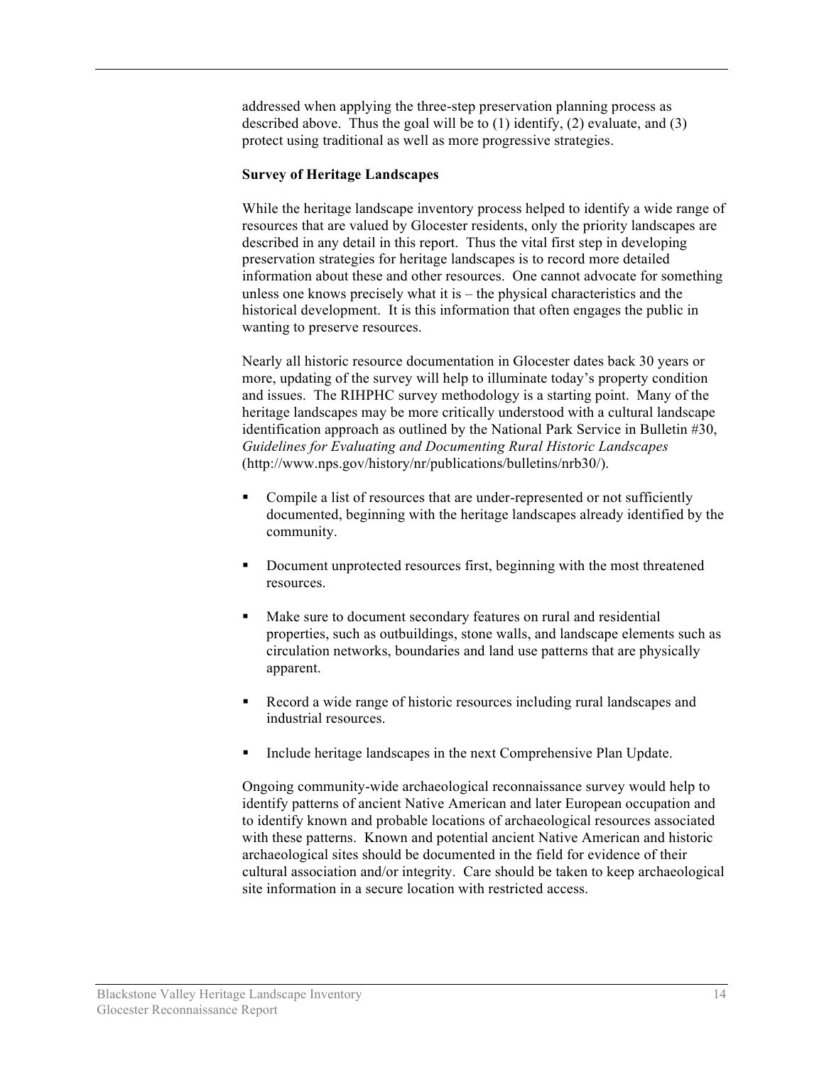addressed when applying the three-step preservation planning process as described above. Thus the goal will be to (1) identify, (2) evaluate, and (3) protect using traditional as well as more progressive strategies.

**Survey of Heritage Landscapes**

While the heritage landscape inventory process helped to identify a wide range of resources that are valued by Glocester residents, only the priority landscapes are described in any detail in this report. Thus the vital first step in developing preservation strategies for heritage landscapes is to record more detailed information about these and other resources. One cannot advocate for something unless one knows precisely what it is – the physical characteristics and the historical development. It is this information that often engages the public in wanting to preserve resources.

Nearly all historic resource documentation in Glocester dates back 30 years or more, updating of the survey will help to illuminate today's property condition and issues. The RIHPHC survey methodology is a starting point. Many of the heritage landscapes may be more critically understood with a cultural landscape identification approach as outlined by the National Park Service in Bulletin #30, *Guidelines for Evaluating and Documenting Rural Historic Landscapes* (http://www.nps.gov/history/nr/publications/bulletins/nrb30/).

- Compile a list of resources that are under-represented or not sufficiently documented, beginning with the heritage landscapes already identified by the community.
- Document unprotected resources first, beginning with the most threatened resources.
- Make sure to document secondary features on rural and residential properties, such as outbuildings, stone walls, and landscape elements such as circulation networks, boundaries and land use patterns that are physically apparent.
- Record a wide range of historic resources including rural landscapes and industrial resources.
- Include heritage landscapes in the next Comprehensive Plan Update.

Ongoing community-wide archaeological reconnaissance survey would help to identify patterns of ancient Native American and later European occupation and to identify known and probable locations of archaeological resources associated with these patterns. Known and potential ancient Native American and historic archaeological sites should be documented in the field for evidence of their cultural association and/or integrity. Care should be taken to keep archaeological site information in a secure location with restricted access.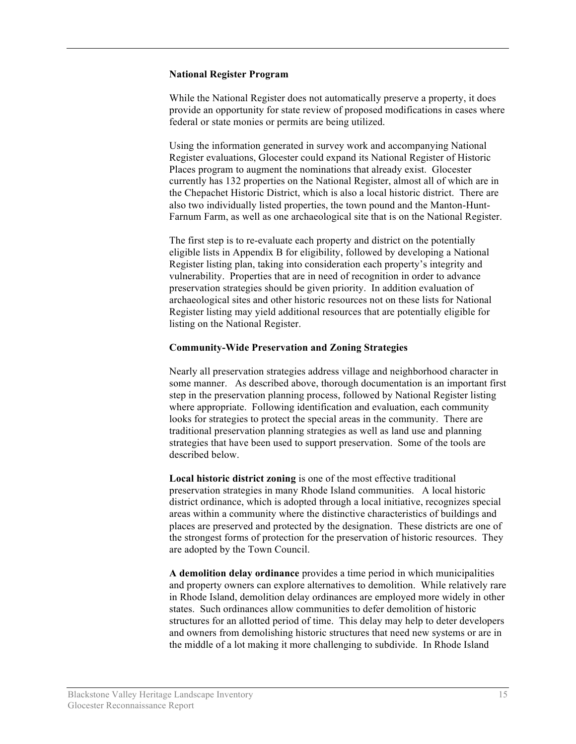**National Register Program**

While the National Register does not automatically preserve a property, it does provide an opportunity for state review of proposed modifications in cases where federal or state monies or permits are being utilized.

Using the information generated in survey work and accompanying National Register evaluations, Glocester could expand its National Register of Historic Places program to augment the nominations that already exist. Glocester currently has 132 properties on the National Register, almost all of which are in the Chepachet Historic District, which is also a local historic district. There are also two individually listed properties, the town pound and the Manton-Hunt-Farnum Farm, as well as one archaeological site that is on the National Register.

The first step is to re-evaluate each property and district on the potentially eligible lists in Appendix B for eligibility, followed by developing a National Register listing plan, taking into consideration each property's integrity and vulnerability. Properties that are in need of recognition in order to advance preservation strategies should be given priority. In addition evaluation of archaeological sites and other historic resources not on these lists for National Register listing may yield additional resources that are potentially eligible for listing on the National Register.

**Community-Wide Preservation and Zoning Strategies**

Nearly all preservation strategies address village and neighborhood character in some manner. As described above, thorough documentation is an important first step in the preservation planning process, followed by National Register listing where appropriate. Following identification and evaluation, each community looks for strategies to protect the special areas in the community. There are traditional preservation planning strategies as well as land use and planning strategies that have been used to support preservation. Some of the tools are described below.

**Local historic district zoning** is one of the most effective traditional preservation strategies in many Rhode Island communities. A local historic district ordinance, which is adopted through a local initiative, recognizes special areas within a community where the distinctive characteristics of buildings and places are preserved and protected by the designation. These districts are one of the strongest forms of protection for the preservation of historic resources. They are adopted by the Town Council.

**A demolition delay ordinance** provides a time period in which municipalities and property owners can explore alternatives to demolition. While relatively rare in Rhode Island, demolition delay ordinances are employed more widely in other states. Such ordinances allow communities to defer demolition of historic structures for an allotted period of time. This delay may help to deter developers and owners from demolishing historic structures that need new systems or are in the middle of a lot making it more challenging to subdivide. In Rhode Island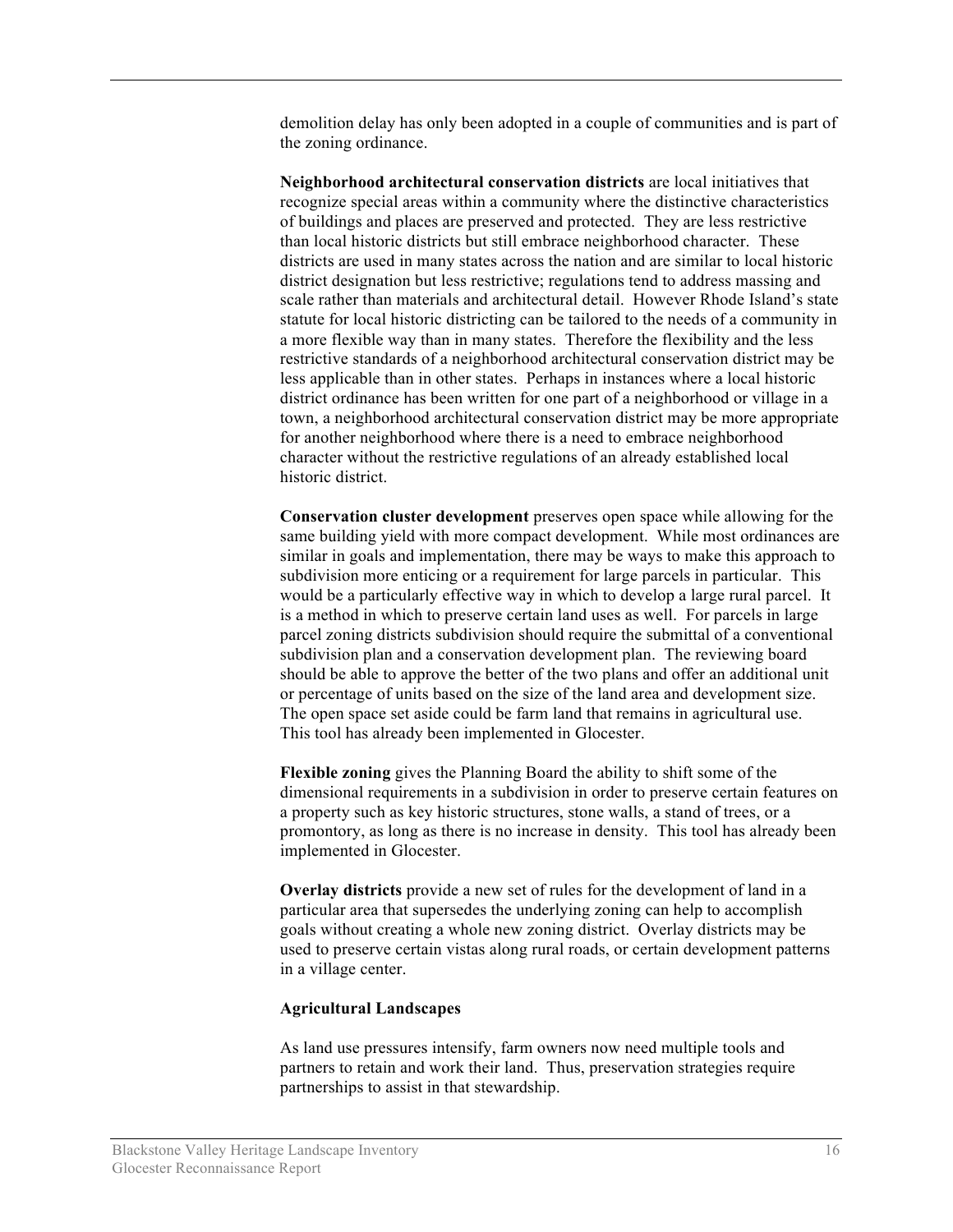demolition delay has only been adopted in a couple of communities and is part of the zoning ordinance.

**Neighborhood architectural conservation districts** are local initiatives that recognize special areas within a community where the distinctive characteristics of buildings and places are preserved and protected. They are less restrictive than local historic districts but still embrace neighborhood character. These districts are used in many states across the nation and are similar to local historic district designation but less restrictive; regulations tend to address massing and scale rather than materials and architectural detail. However Rhode Island's state statute for local historic districting can be tailored to the needs of a community in a more flexible way than in many states. Therefore the flexibility and the less restrictive standards of a neighborhood architectural conservation district may be less applicable than in other states. Perhaps in instances where a local historic district ordinance has been written for one part of a neighborhood or village in a town, a neighborhood architectural conservation district may be more appropriate for another neighborhood where there is a need to embrace neighborhood character without the restrictive regulations of an already established local historic district.

**Conservation cluster development** preserves open space while allowing for the same building yield with more compact development. While most ordinances are similar in goals and implementation, there may be ways to make this approach to subdivision more enticing or a requirement for large parcels in particular. This would be a particularly effective way in which to develop a large rural parcel. It is a method in which to preserve certain land uses as well. For parcels in large parcel zoning districts subdivision should require the submittal of a conventional subdivision plan and a conservation development plan. The reviewing board should be able to approve the better of the two plans and offer an additional unit or percentage of units based on the size of the land area and development size. The open space set aside could be farm land that remains in agricultural use. This tool has already been implemented in Glocester.

**Flexible zoning** gives the Planning Board the ability to shift some of the dimensional requirements in a subdivision in order to preserve certain features on a property such as key historic structures, stone walls, a stand of trees, or a promontory, as long as there is no increase in density. This tool has already been implemented in Glocester.

**Overlay districts** provide a new set of rules for the development of land in a particular area that supersedes the underlying zoning can help to accomplish goals without creating a whole new zoning district. Overlay districts may be used to preserve certain vistas along rural roads, or certain development patterns in a village center.

**Agricultural Landscapes**

As land use pressures intensify, farm owners now need multiple tools and partners to retain and work their land. Thus, preservation strategies require partnerships to assist in that stewardship.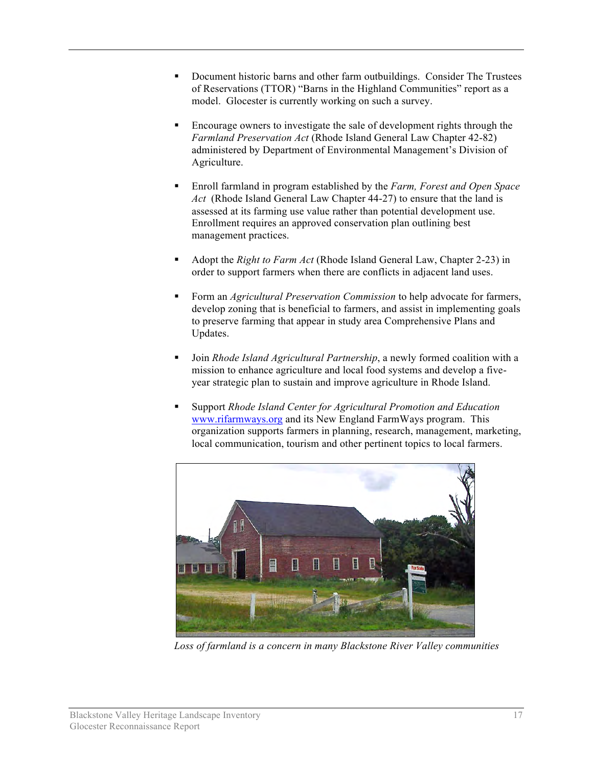- Document historic barns and other farm outbuildings. Consider The Trustees of Reservations (TTOR) "Barns in the Highland Communities" report as a model. Glocester is currently working on such a survey.

- Encourage owners to investigate the sale of development rights through the *Farmland Preservation Act* (Rhode Island General Law Chapter 42-82) administered by Department of Environmental Management's Division of Agriculture.

- Enroll farmland in program established by the *Farm, Forest and Open Space Act* (Rhode Island General Law Chapter 44-27) to ensure that the land is assessed at its farming use value rather than potential development use. Enrollment requires an approved conservation plan outlining best management practices.

- Adopt the *Right to Farm Act* (Rhode Island General Law, Chapter 2-23) in order to support farmers when there are conflicts in adjacent land uses.

- Form an *Agricultural Preservation Commission* to help advocate for farmers, develop zoning that is beneficial to farmers, and assist in implementing goals to preserve farming that appear in study area Comprehensive Plans and Updates.

- Join *Rhode Island Agricultural Partnership*, a newly formed coalition with a mission to enhance agriculture and local food systems and develop a five-year strategic plan to sustain and improve agriculture in Rhode Island.

- Support *Rhode Island Center for Agricultural Promotion and Education* www.rifarmways.org and its New England FarmWays program. This organization supports farmers in planning, research, management, marketing, local communication, tourism and other pertinent topics to local farmers.

*Loss of farmland is a concern in many Blackstone River Valley communities*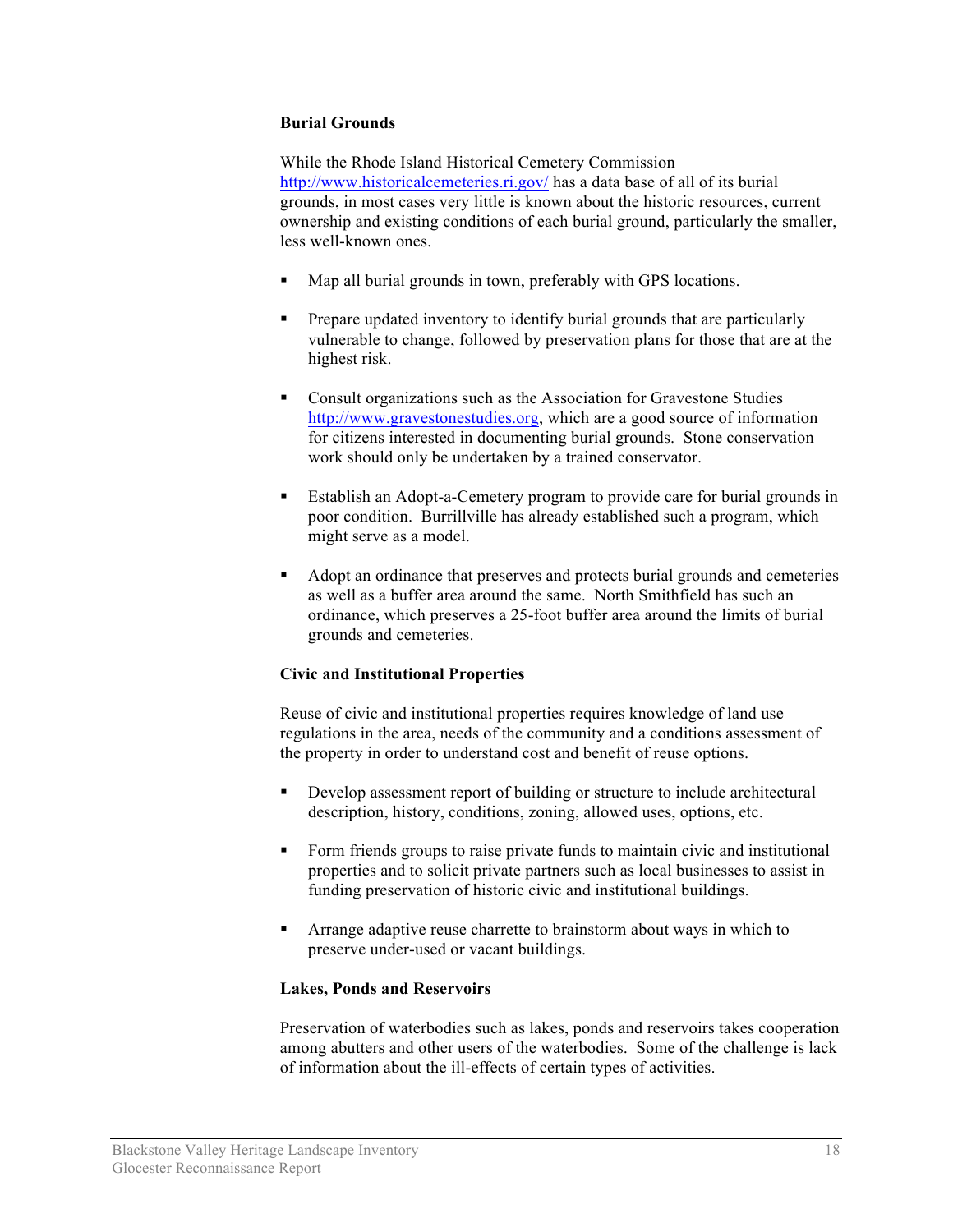### Burial Grounds

While the Rhode Island Historical Cemetery Commission http://www.historicalcemeteries.ri.gov/ has a data base of all of its burial grounds, in most cases very little is known about the historic resources, current ownership and existing conditions of each burial ground, particularly the smaller, less well-known ones.

- Map all burial grounds in town, preferably with GPS locations.
- Prepare updated inventory to identify burial grounds that are particularly vulnerable to change, followed by preservation plans for those that are at the highest risk.
- Consult organizations such as the Association for Gravestone Studies http://www.gravestonestudies.org, which are a good source of information for citizens interested in documenting burial grounds. Stone conservation work should only be undertaken by a trained conservator.
- Establish an Adopt-a-Cemetery program to provide care for burial grounds in poor condition. Burrillville has already established such a program, which might serve as a model.
- Adopt an ordinance that preserves and protects burial grounds and cemeteries as well as a buffer area around the same. North Smithfield has such an ordinance, which preserves a 25-foot buffer area around the limits of burial grounds and cemeteries.

### Civic and Institutional Properties

Reuse of civic and institutional properties requires knowledge of land use regulations in the area, needs of the community and a conditions assessment of the property in order to understand cost and benefit of reuse options.

- Develop assessment report of building or structure to include architectural description, history, conditions, zoning, allowed uses, options, etc.
- Form friends groups to raise private funds to maintain civic and institutional properties and to solicit private partners such as local businesses to assist in funding preservation of historic civic and institutional buildings.
- Arrange adaptive reuse charrette to brainstorm about ways in which to preserve under-used or vacant buildings.

### Lakes, Ponds and Reservoirs

Preservation of waterbodies such as lakes, ponds and reservoirs takes cooperation among abutters and other users of the waterbodies. Some of the challenge is lack of information about the ill-effects of certain types of activities.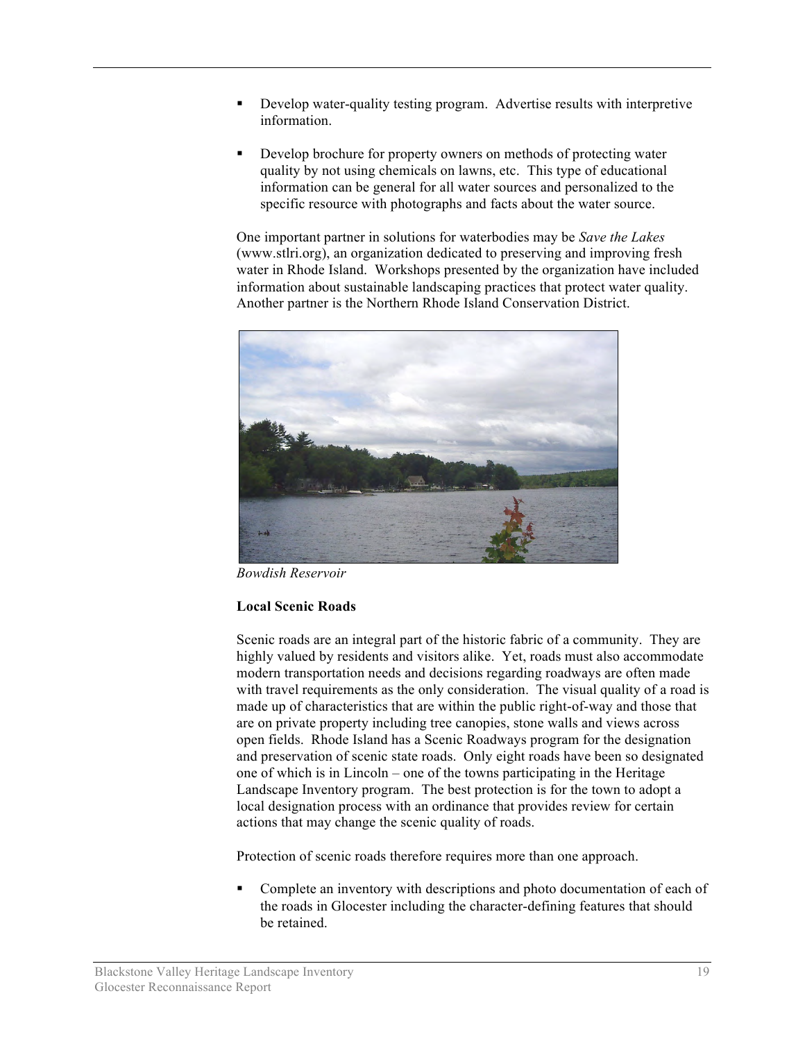- Develop water-quality testing program. Advertise results with interpretive information.

- Develop brochure for property owners on methods of protecting water quality by not using chemicals on lawns, etc. This type of educational information can be general for all water sources and personalized to the specific resource with photographs and facts about the water source.

One important partner in solutions for waterbodies may be *Save the Lakes* (www.stlri.org), an organization dedicated to preserving and improving fresh water in Rhode Island. Workshops presented by the organization have included information about sustainable landscaping practices that protect water quality. Another partner is the Northern Rhode Island Conservation District.

*Bowdish Reservoir*

**Local Scenic Roads**

Scenic roads are an integral part of the historic fabric of a community. They are highly valued by residents and visitors alike. Yet, roads must also accommodate modern transportation needs and decisions regarding roadways are often made with travel requirements as the only consideration. The visual quality of a road is made up of characteristics that are within the public right-of-way and those that are on private property including tree canopies, stone walls and views across open fields. Rhode Island has a Scenic Roadways program for the designation and preservation of scenic state roads. Only eight roads have been so designated one of which is in Lincoln – one of the towns participating in the Heritage Landscape Inventory program. The best protection is for the town to adopt a local designation process with an ordinance that provides review for certain actions that may change the scenic quality of roads.

Protection of scenic roads therefore requires more than one approach.

- Complete an inventory with descriptions and photo documentation of each of the roads in Glocester including the character-defining features that should be retained.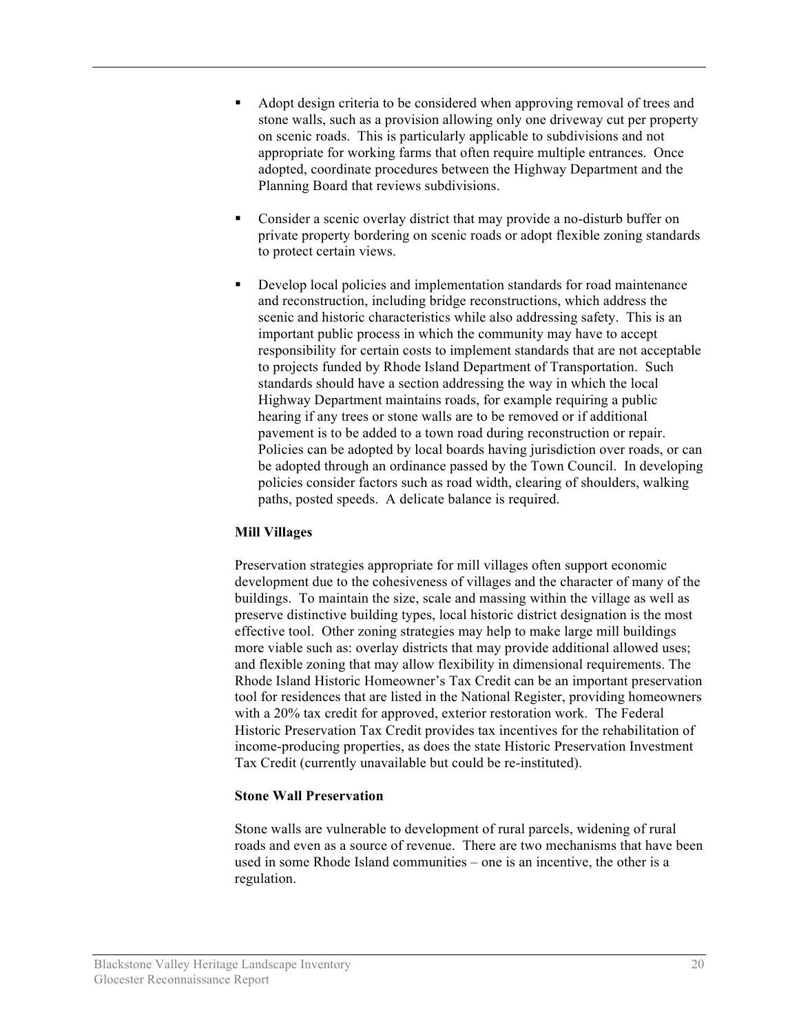- Adopt design criteria to be considered when approving removal of trees and stone walls, such as a provision allowing only one driveway cut per property on scenic roads. This is particularly applicable to subdivisions and not appropriate for working farms that often require multiple entrances. Once adopted, coordinate procedures between the Highway Department and the Planning Board that reviews subdivisions.

- Consider a scenic overlay district that may provide a no-disturb buffer on private property bordering on scenic roads or adopt flexible zoning standards to protect certain views.

- Develop local policies and implementation standards for road maintenance and reconstruction, including bridge reconstructions, which address the scenic and historic characteristics while also addressing safety. This is an important public process in which the community may have to accept responsibility for certain costs to implement standards that are not acceptable to projects funded by Rhode Island Department of Transportation. Such standards should have a section addressing the way in which the local Highway Department maintains roads, for example requiring a public hearing if any trees or stone walls are to be removed or if additional pavement is to be added to a town road during reconstruction or repair. Policies can be adopted by local boards having jurisdiction over roads, or can be adopted through an ordinance passed by the Town Council. In developing policies consider factors such as road width, clearing of shoulders, walking paths, posted speeds. A delicate balance is required.

**Mill Villages**

Preservation strategies appropriate for mill villages often support economic development due to the cohesiveness of villages and the character of many of the buildings. To maintain the size, scale and massing within the village as well as preserve distinctive building types, local historic district designation is the most effective tool. Other zoning strategies may help to make large mill buildings more viable such as: overlay districts that may provide additional allowed uses; and flexible zoning that may allow flexibility in dimensional requirements. The Rhode Island Historic Homeowner's Tax Credit can be an important preservation tool for residences that are listed in the National Register, providing homeowners with a 20% tax credit for approved, exterior restoration work. The Federal Historic Preservation Tax Credit provides tax incentives for the rehabilitation of income-producing properties, as does the state Historic Preservation Investment Tax Credit (currently unavailable but could be re-instituted).

**Stone Wall Preservation**

Stone walls are vulnerable to development of rural parcels, widening of rural roads and even as a source of revenue. There are two mechanisms that have been used in some Rhode Island communities – one is an incentive, the other is a regulation.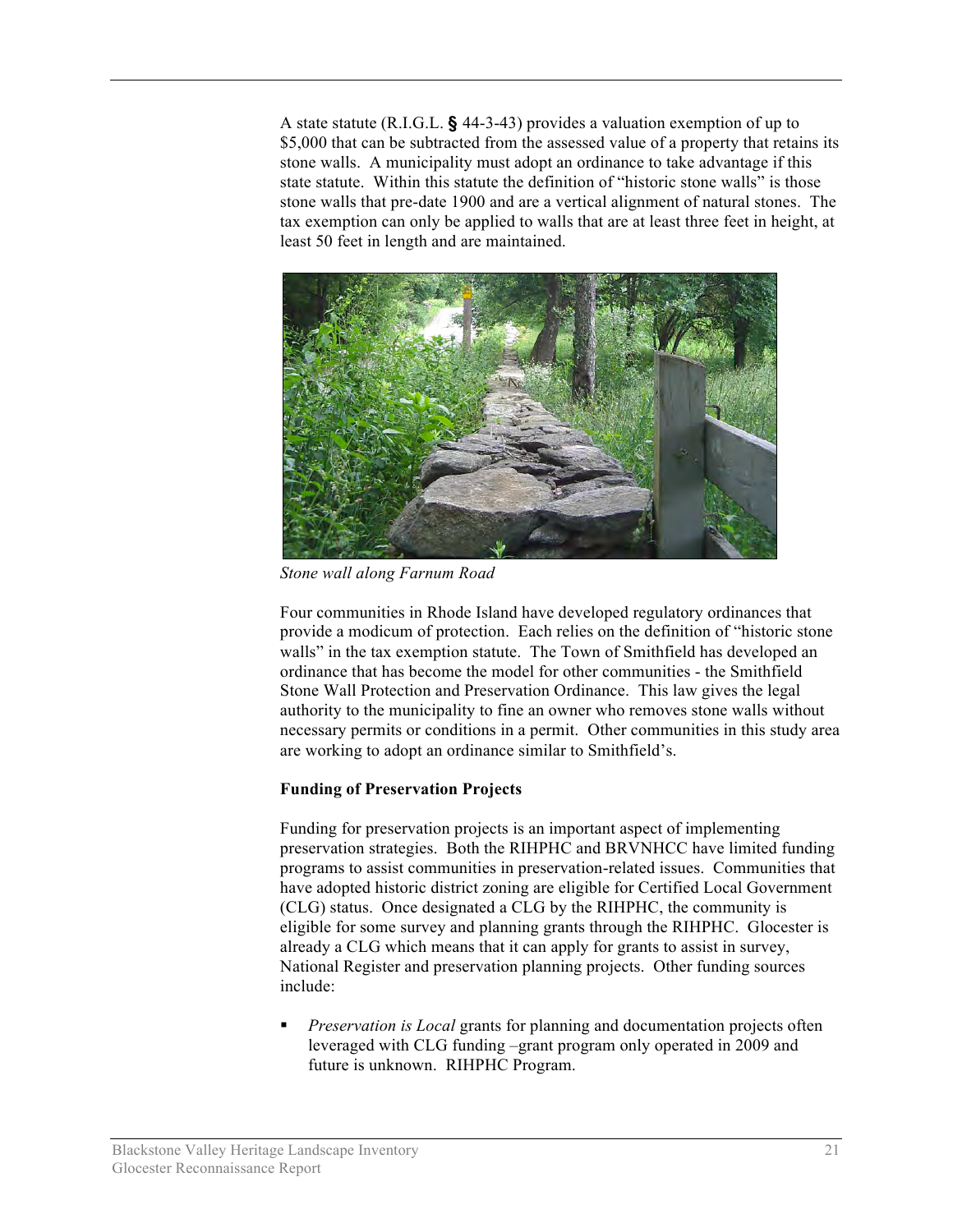A state statute (R.I.G.L. § 44-3-43) provides a valuation exemption of up to $5,000 that can be subtracted from the assessed value of a property that retains its stone walls. A municipality must adopt an ordinance to take advantage if this state statute. Within this statute the definition of "historic stone walls" is those stone walls that pre-date 1900 and are a vertical alignment of natural stones. The tax exemption can only be applied to walls that are at least three feet in height, at least 50 feet in length and are maintained.

*Stone wall along Farnum Road*

Four communities in Rhode Island have developed regulatory ordinances that provide a modicum of protection. Each relies on the definition of "historic stone walls" in the tax exemption statute. The Town of Smithfield has developed an ordinance that has become the model for other communities - the Smithfield Stone Wall Protection and Preservation Ordinance. This law gives the legal authority to the municipality to fine an owner who removes stone walls without necessary permits or conditions in a permit. Other communities in this study area are working to adopt an ordinance similar to Smithfield's.

**Funding of Preservation Projects**

Funding for preservation projects is an important aspect of implementing preservation strategies. Both the RIHPHC and BRVNHCC have limited funding programs to assist communities in preservation-related issues. Communities that have adopted historic district zoning are eligible for Certified Local Government (CLG) status. Once designated a CLG by the RIHPHC, the community is eligible for some survey and planning grants through the RIHPHC. Glocester is already a CLG which means that it can apply for grants to assist in survey, National Register and preservation planning projects. Other funding sources include:

- *Preservation is Local* grants for planning and documentation projects often leveraged with CLG funding –grant program only operated in 2009 and future is unknown. RIHPHC Program.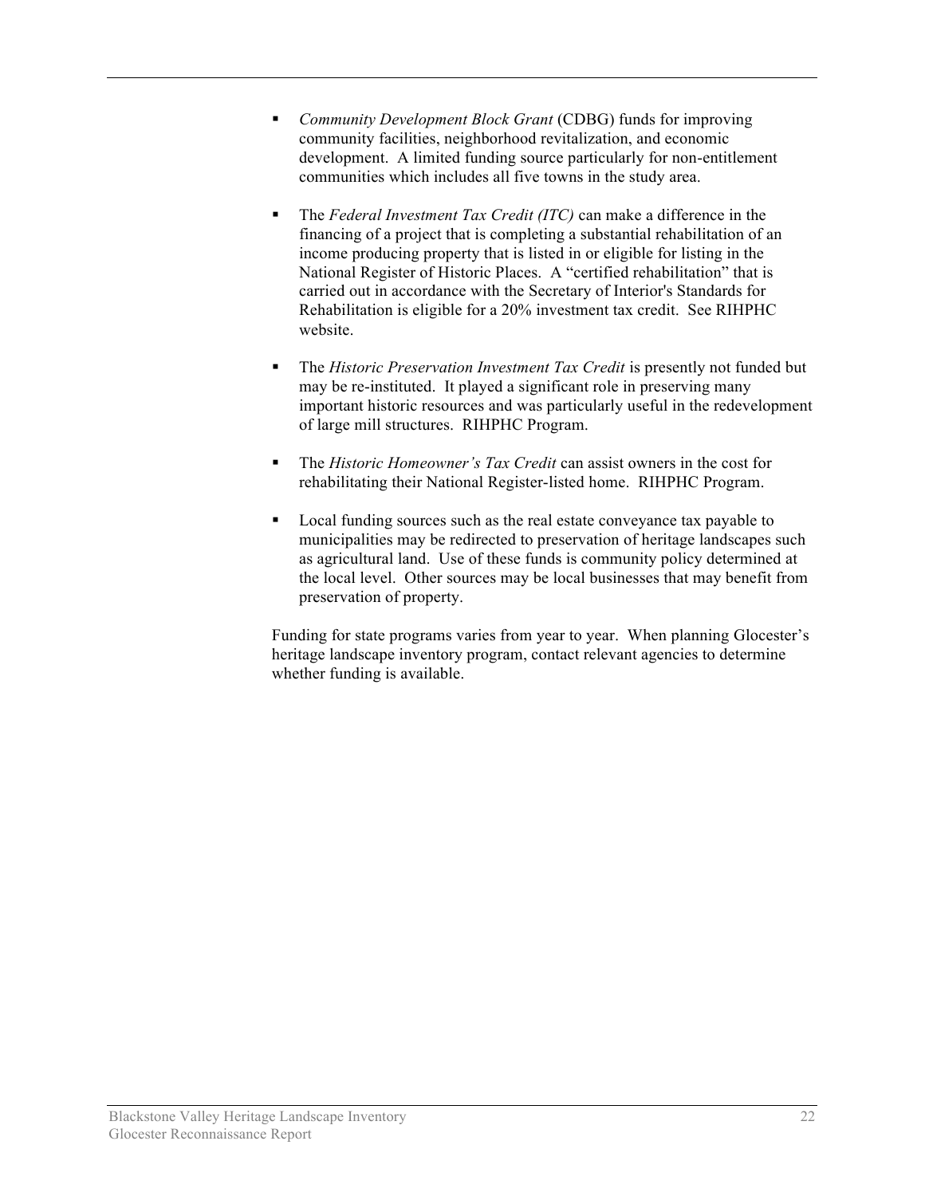- *Community Development Block Grant* (CDBG) funds for improving community facilities, neighborhood revitalization, and economic development. A limited funding source particularly for non-entitlement communities which includes all five towns in the study area.

- The *Federal Investment Tax Credit (ITC)* can make a difference in the financing of a project that is completing a substantial rehabilitation of an income producing property that is listed in or eligible for listing in the National Register of Historic Places. A "certified rehabilitation" that is carried out in accordance with the Secretary of Interior's Standards for Rehabilitation is eligible for a 20% investment tax credit. See RIHPHC website.

- The *Historic Preservation Investment Tax Credit* is presently not funded but may be re-instituted. It played a significant role in preserving many important historic resources and was particularly useful in the redevelopment of large mill structures. RIHPHC Program.

- The *Historic Homeowner's Tax Credit* can assist owners in the cost for rehabilitating their National Register-listed home. RIHPHC Program.

- Local funding sources such as the real estate conveyance tax payable to municipalities may be redirected to preservation of heritage landscapes such as agricultural land. Use of these funds is community policy determined at the local level. Other sources may be local businesses that may benefit from preservation of property.

Funding for state programs varies from year to year. When planning Glocester's heritage landscape inventory program, contact relevant agencies to determine whether funding is available.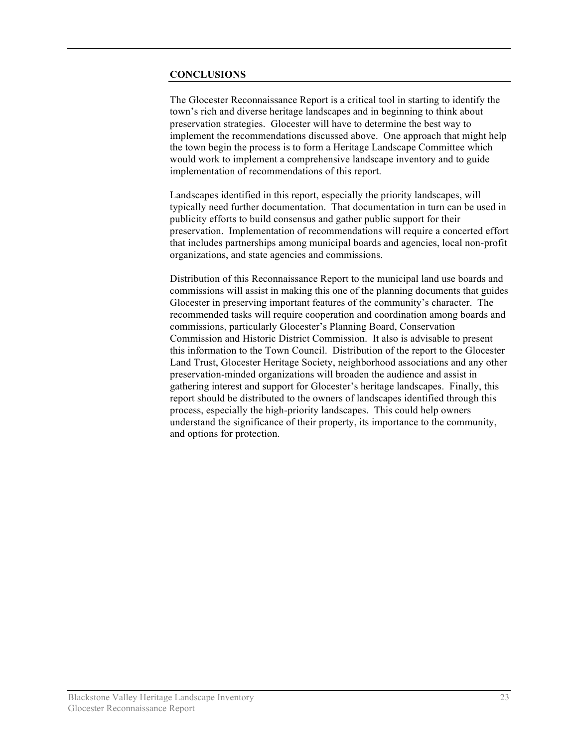## CONCLUSIONS

The Glocester Reconnaissance Report is a critical tool in starting to identify the town's rich and diverse heritage landscapes and in beginning to think about preservation strategies. Glocester will have to determine the best way to implement the recommendations discussed above. One approach that might help the town begin the process is to form a Heritage Landscape Committee which would work to implement a comprehensive landscape inventory and to guide implementation of recommendations of this report.

Landscapes identified in this report, especially the priority landscapes, will typically need further documentation. That documentation in turn can be used in publicity efforts to build consensus and gather public support for their preservation. Implementation of recommendations will require a concerted effort that includes partnerships among municipal boards and agencies, local non-profit organizations, and state agencies and commissions.

Distribution of this Reconnaissance Report to the municipal land use boards and commissions will assist in making this one of the planning documents that guides Glocester in preserving important features of the community's character. The recommended tasks will require cooperation and coordination among boards and commissions, particularly Glocester's Planning Board, Conservation Commission and Historic District Commission. It also is advisable to present this information to the Town Council. Distribution of the report to the Glocester Land Trust, Glocester Heritage Society, neighborhood associations and any other preservation-minded organizations will broaden the audience and assist in gathering interest and support for Glocester's heritage landscapes. Finally, this report should be distributed to the owners of landscapes identified through this process, especially the high-priority landscapes. This could help owners understand the significance of their property, its importance to the community, and options for protection.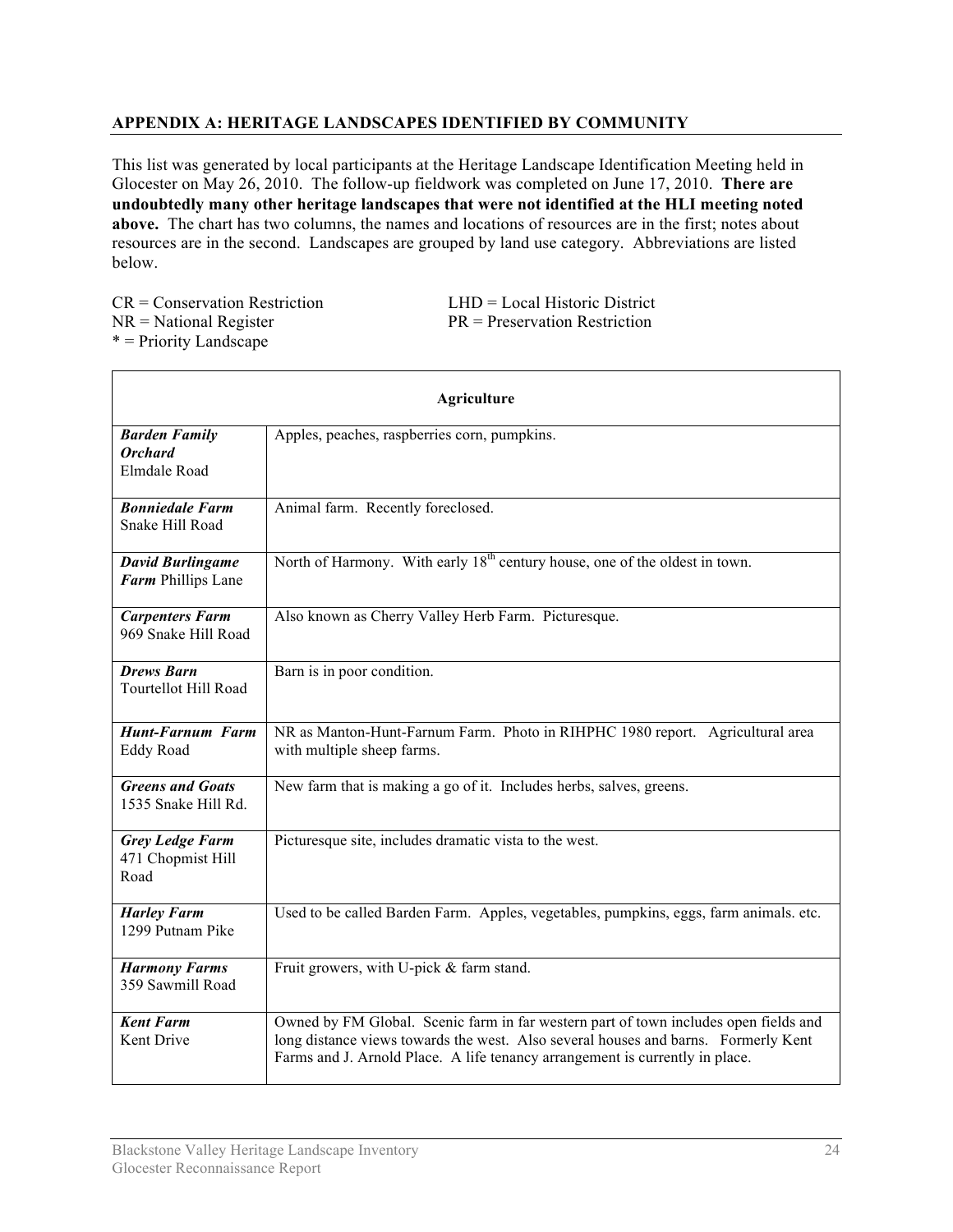## APPENDIX A: HERITAGE LANDSCAPES IDENTIFIED BY COMMUNITY

This list was generated by local participants at the Heritage Landscape Identification Meeting held in Glocester on May 26, 2010. The follow-up fieldwork was completed on June 17, 2010. **There are undoubtedly many other heritage landscapes that were not identified at the HLI meeting noted above.** The chart has two columns, the names and locations of resources are in the first; notes about resources are in the second. Landscapes are grouped by land use category. Abbreviations are listed below.

CR = Conservation Restriction
LHD = Local Historic District
NR = National Register
PR = Preservation Restriction
* = Priority Landscape

| **Agriculture** | |
|---|---|
| ***Barden Family Orchard*** Elmdale Road | Apples, peaches, raspberries corn, pumpkins. |
| ***Bonniedale Farm*** Snake Hill Road | Animal farm. Recently foreclosed. |
| ***David Burlingame Farm*** Phillips Lane | North of Harmony. With early 18th century house, one of the oldest in town. |
| ***Carpenters Farm*** 969 Snake Hill Road | Also known as Cherry Valley Herb Farm. Picturesque. |
| ***Drews Barn*** Tourtellot Hill Road | Barn is in poor condition. |
| ***Hunt-Farnum Farm*** Eddy Road | NR as Manton-Hunt-Farnum Farm. Photo in RIHPHC 1980 report. Agricultural area with multiple sheep farms. |
| ***Greens and Goats*** 1535 Snake Hill Rd. | New farm that is making a go of it. Includes herbs, salves, greens. |
| ***Grey Ledge Farm*** 471 Chopmist Hill Road | Picturesque site, includes dramatic vista to the west. |
| ***Harley Farm*** 1299 Putnam Pike | Used to be called Barden Farm. Apples, vegetables, pumpkins, eggs, farm animals. etc. |
| ***Harmony Farms*** 359 Sawmill Road | Fruit growers, with U-pick & farm stand. |
| ***Kent Farm*** Kent Drive | Owned by FM Global. Scenic farm in far western part of town includes open fields and long distance views towards the west. Also several houses and barns. Formerly Kent Farms and J. Arnold Place. A life tenancy arrangement is currently in place. |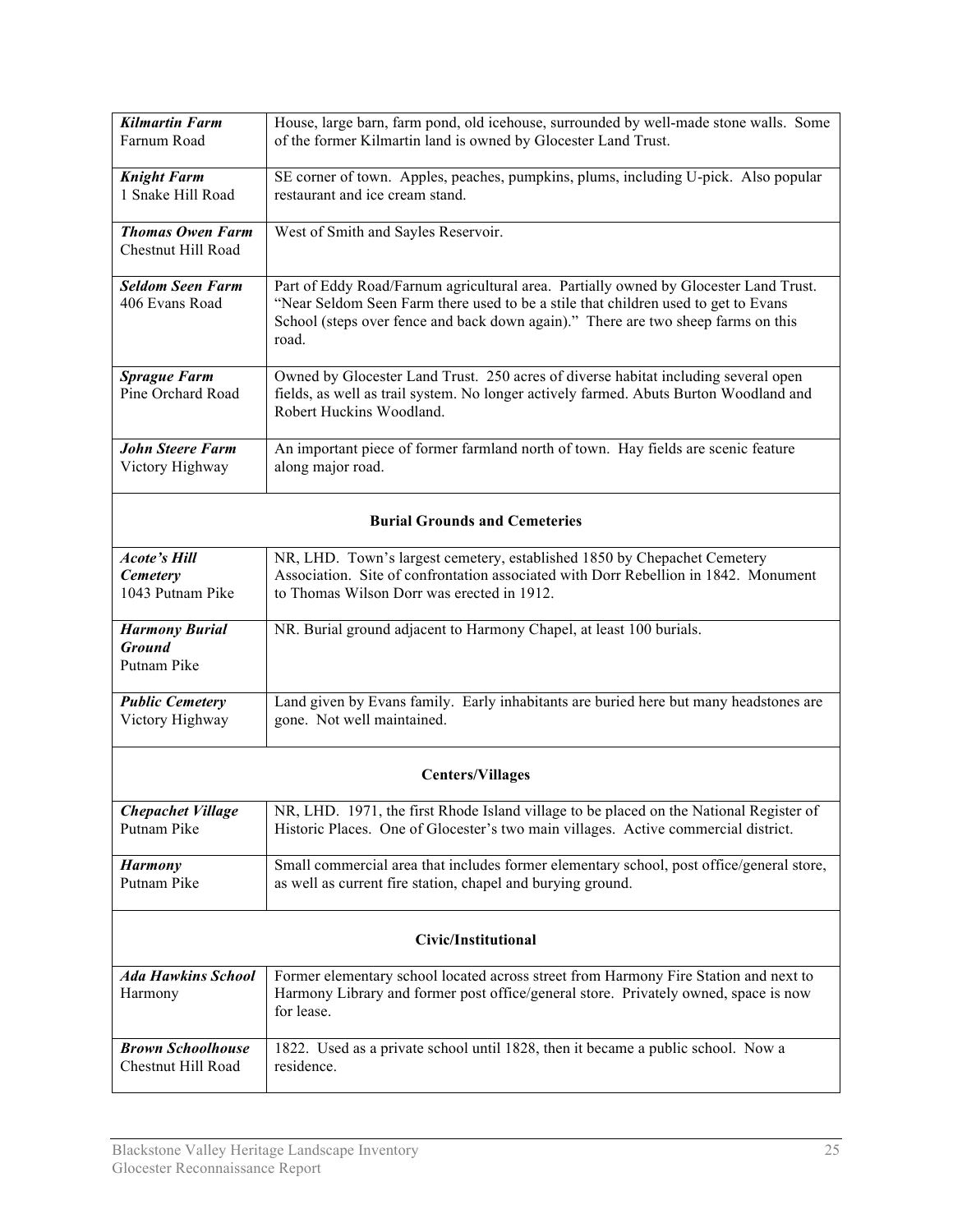| | |
|---|---|
| ***Kilmartin Farm*** Farnum Road | House, large barn, farm pond, old icehouse, surrounded by well-made stone walls. Some of the former Kilmartin land is owned by Glocester Land Trust. |
| ***Knight Farm*** 1 Snake Hill Road | SE corner of town. Apples, peaches, pumpkins, plums, including U-pick. Also popular restaurant and ice cream stand. |
| ***Thomas Owen Farm*** Chestnut Hill Road | West of Smith and Sayles Reservoir. |
| ***Seldom Seen Farm*** 406 Evans Road | Part of Eddy Road/Farnum agricultural area. Partially owned by Glocester Land Trust. "Near Seldom Seen Farm there used to be a stile that children used to get to Evans School (steps over fence and back down again)." There are two sheep farms on this road. |
| ***Sprague Farm*** Pine Orchard Road | Owned by Glocester Land Trust. 250 acres of diverse habitat including several open fields, as well as trail system. No longer actively farmed. Abuts Burton Woodland and Robert Huckins Woodland. |
| ***John Steere Farm*** Victory Highway | An important piece of former farmland north of town. Hay fields are scenic feature along major road. |
| **Burial Grounds and Cemeteries** | |
| ***Acote's Hill Cemetery*** 1043 Putnam Pike | NR, LHD. Town's largest cemetery, established 1850 by Chepachet Cemetery Association. Site of confrontation associated with Dorr Rebellion in 1842. Monument to Thomas Wilson Dorr was erected in 1912. |
| ***Harmony Burial Ground*** Putnam Pike | NR. Burial ground adjacent to Harmony Chapel, at least 100 burials. |
| ***Public Cemetery*** Victory Highway | Land given by Evans family. Early inhabitants are buried here but many headstones are gone. Not well maintained. |
| **Centers/Villages** | |
| ***Chepachet Village*** Putnam Pike | NR, LHD. 1971, the first Rhode Island village to be placed on the National Register of Historic Places. One of Glocester's two main villages. Active commercial district. |
| ***Harmony*** Putnam Pike | Small commercial area that includes former elementary school, post office/general store, as well as current fire station, chapel and burying ground. |
| **Civic/Institutional** | |
| ***Ada Hawkins School*** Harmony | Former elementary school located across street from Harmony Fire Station and next to Harmony Library and former post office/general store. Privately owned, space is now for lease. |
| ***Brown Schoolhouse*** Chestnut Hill Road | 1822. Used as a private school until 1828, then it became a public school. Now a residence. |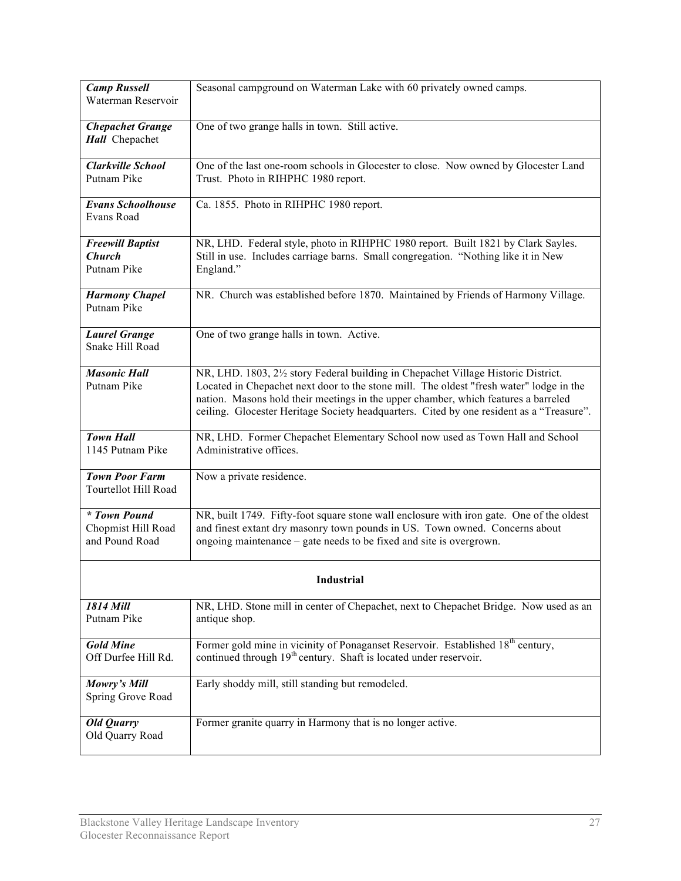| | |
|---|---|
| ***Camp Russell*** Waterman Reservoir | Seasonal campground on Waterman Lake with 60 privately owned camps. |
| ***Chepachet Grange Hall*** Chepachet | One of two grange halls in town. Still active. |
| ***Clarkville School*** Putnam Pike | One of the last one-room schools in Glocester to close. Now owned by Glocester Land Trust. Photo in RIHPHC 1980 report. |
| ***Evans Schoolhouse*** Evans Road | Ca. 1855. Photo in RIHPHC 1980 report. |
| ***Freewill Baptist Church*** Putnam Pike | NR, LHD. Federal style, photo in RIHPHC 1980 report. Built 1821 by Clark Sayles. Still in use. Includes carriage barns. Small congregation. "Nothing like it in New England." |
| ***Harmony Chapel*** Putnam Pike | NR. Church was established before 1870. Maintained by Friends of Harmony Village. |
| ***Laurel Grange*** Snake Hill Road | One of two grange halls in town. Active. |
| ***Masonic Hall*** Putnam Pike | NR, LHD. 1803, 2½ story Federal building in Chepachet Village Historic District. Located in Chepachet next door to the stone mill. The oldest "fresh water" lodge in the nation. Masons hold their meetings in the upper chamber, which features a barreled ceiling. Glocester Heritage Society headquarters. Cited by one resident as a "Treasure". |
| ***Town Hall*** 1145 Putnam Pike | NR, LHD. Former Chepachet Elementary School now used as Town Hall and School Administrative offices. |
| ***Town Poor Farm*** Tourtellot Hill Road | Now a private residence. |
| ***\* Town Pound*** Chopmist Hill Road and Pound Road | NR, built 1749. Fifty-foot square stone wall enclosure with iron gate. One of the oldest and finest extant dry masonry town pounds in US. Town owned. Concerns about ongoing maintenance – gate needs to be fixed and site is overgrown. |
| **Industrial** | |
| ***1814 Mill*** Putnam Pike | NR, LHD. Stone mill in center of Chepachet, next to Chepachet Bridge. Now used as an antique shop. |
| ***Gold Mine*** Off Durfee Hill Rd. | Former gold mine in vicinity of Ponaganset Reservoir. Established 18th century, continued through 19th century. Shaft is located under reservoir. |
| ***Mowry's Mill*** Spring Grove Road | Early shoddy mill, still standing but remodeled. |
| ***Old Quarry*** Old Quarry Road | Former granite quarry in Harmony that is no longer active. |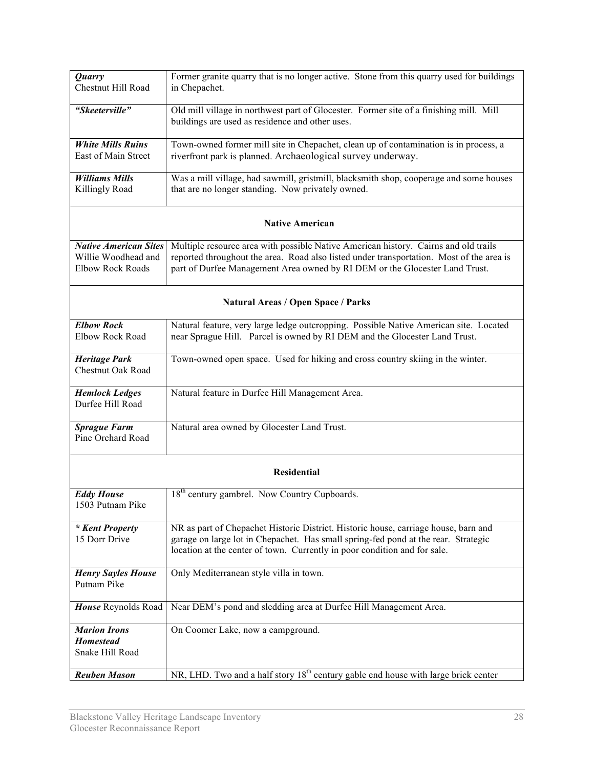| | |
|---|---|
| ***Quarry*** Chestnut Hill Road | Former granite quarry that is no longer active. Stone from this quarry used for buildings in Chepachet. |
| ***"Skeeterville"*** | Old mill village in northwest part of Glocester. Former site of a finishing mill. Mill buildings are used as residence and other uses. |
| ***White Mills Ruins*** East of Main Street | Town-owned former mill site in Chepachet, clean up of contamination is in process, a riverfront park is planned. Archaeological survey underway. |
| ***Williams Mills*** Killingly Road | Was a mill village, had sawmill, gristmill, blacksmith shop, cooperage and some houses that are no longer standing. Now privately owned. |
| **Native American** | |
| ***Native American Sites*** Willie Woodhead and Elbow Rock Roads | Multiple resource area with possible Native American history. Cairns and old trails reported throughout the area. Road also listed under transportation. Most of the area is part of Durfee Management Area owned by RI DEM or the Glocester Land Trust. |
| **Natural Areas / Open Space / Parks** | |
| ***Elbow Rock*** Elbow Rock Road | Natural feature, very large ledge outcropping. Possible Native American site. Located near Sprague Hill. Parcel is owned by RI DEM and the Glocester Land Trust. |
| ***Heritage Park*** Chestnut Oak Road | Town-owned open space. Used for hiking and cross country skiing in the winter. |
| ***Hemlock Ledges*** Durfee Hill Road | Natural feature in Durfee Hill Management Area. |
| ***Sprague Farm*** Pine Orchard Road | Natural area owned by Glocester Land Trust. |
| **Residential** | |
| ***Eddy House*** 1503 Putnam Pike | 18th century gambrel. Now Country Cupboards. |
| ***\* Kent Property*** 15 Dorr Drive | NR as part of Chepachet Historic District. Historic house, carriage house, barn and garage on large lot in Chepachet. Has small spring-fed pond at the rear. Strategic location at the center of town. Currently in poor condition and for sale. |
| ***Henry Sayles House*** Putnam Pike | Only Mediterranean style villa in town. |
| ***House*** Reynolds Road | Near DEM's pond and sledding area at Durfee Hill Management Area. |
| ***Marion Irons Homestead*** Snake Hill Road | On Coomer Lake, now a campground. |
| ***Reuben Mason*** | NR, LHD. Two and a half story 18th century gable end house with large brick center |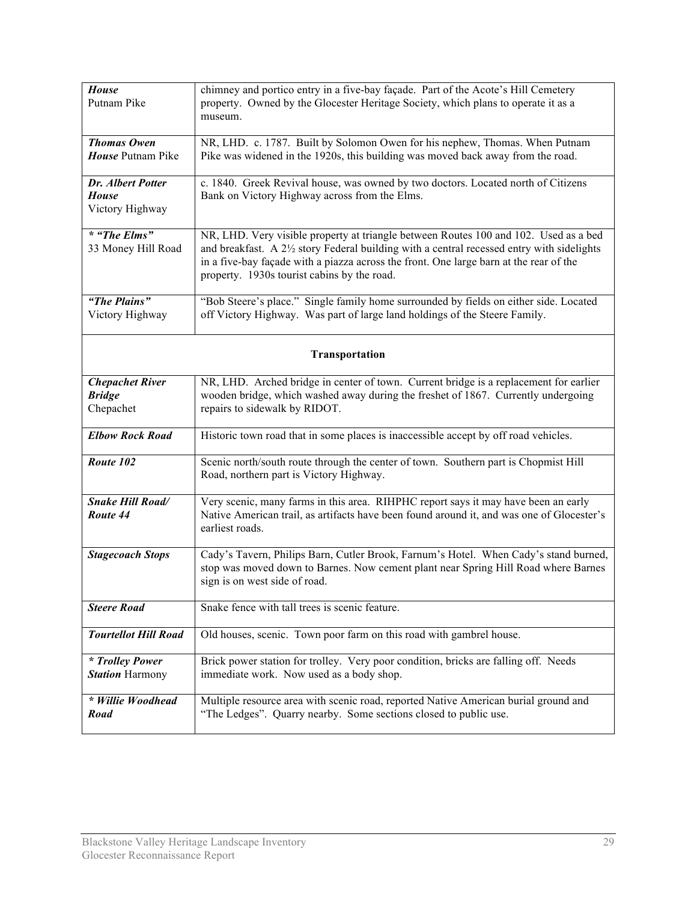| | |
|---|---|
| ***House*** Putnam Pike | chimney and portico entry in a five-bay façade. Part of the Acote's Hill Cemetery property. Owned by the Glocester Heritage Society, which plans to operate it as a museum. |
| ***Thomas Owen House*** Putnam Pike | NR, LHD. c. 1787. Built by Solomon Owen for his nephew, Thomas. When Putnam Pike was widened in the 1920s, this building was moved back away from the road. |
| ***Dr. Albert Potter House*** Victory Highway | c. 1840. Greek Revival house, was owned by two doctors. Located north of Citizens Bank on Victory Highway across from the Elms. |
| ***\* "The Elms"*** 33 Money Hill Road | NR, LHD. Very visible property at triangle between Routes 100 and 102. Used as a bed and breakfast. A 2½ story Federal building with a central recessed entry with sidelights in a five-bay façade with a piazza across the front. One large barn at the rear of the property. 1930s tourist cabins by the road. |
| ***"The Plains"*** Victory Highway | "Bob Steere's place." Single family home surrounded by fields on either side. Located off Victory Highway. Was part of large land holdings of the Steere Family. |
| **Transportation** | |
| ***Chepachet River Bridge*** Chepachet | NR, LHD. Arched bridge in center of town. Current bridge is a replacement for earlier wooden bridge, which washed away during the freshet of 1867. Currently undergoing repairs to sidewalk by RIDOT. |
| ***Elbow Rock Road*** | Historic town road that in some places is inaccessible accept by off road vehicles. |
| ***Route 102*** | Scenic north/south route through the center of town. Southern part is Chopmist Hill Road, northern part is Victory Highway. |
| ***Snake Hill Road/ Route 44*** | Very scenic, many farms in this area. RIHPHC report says it may have been an early Native American trail, as artifacts have been found around it, and was one of Glocester's earliest roads. |
| ***Stagecoach Stops*** | Cady's Tavern, Philips Barn, Cutler Brook, Farnum's Hotel. When Cady's stand burned, stop was moved down to Barnes. Now cement plant near Spring Hill Road where Barnes sign is on west side of road. |
| ***Steere Road*** | Snake fence with tall trees is scenic feature. |
| ***Tourtellot Hill Road*** | Old houses, scenic. Town poor farm on this road with gambrel house. |
| ***\* Trolley Power Station*** Harmony | Brick power station for trolley. Very poor condition, bricks are falling off. Needs immediate work. Now used as a body shop. |
| ***\* Willie Woodhead Road*** | Multiple resource area with scenic road, reported Native American burial ground and "The Ledges". Quarry nearby. Some sections closed to public use. |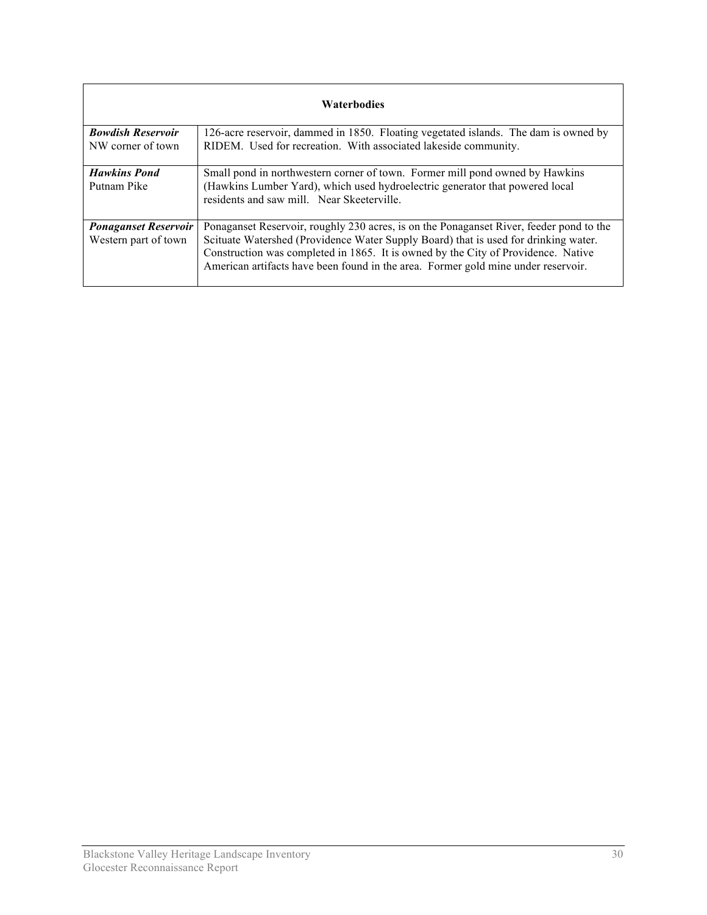| Waterbodies | |
|---|---|
| ***Bowdish Reservoir*** NW corner of town | 126-acre reservoir, dammed in 1850. Floating vegetated islands. The dam is owned by RIDEM. Used for recreation. With associated lakeside community. |
| ***Hawkins Pond*** Putnam Pike | Small pond in northwestern corner of town. Former mill pond owned by Hawkins (Hawkins Lumber Yard), which used hydroelectric generator that powered local residents and saw mill. Near Skeeterville. |
| ***Ponaganset Reservoir*** Western part of town | Ponaganset Reservoir, roughly 230 acres, is on the Ponaganset River, feeder pond to the Scituate Watershed (Providence Water Supply Board) that is used for drinking water. Construction was completed in 1865. It is owned by the City of Providence. Native American artifacts have been found in the area. Former gold mine under reservoir. |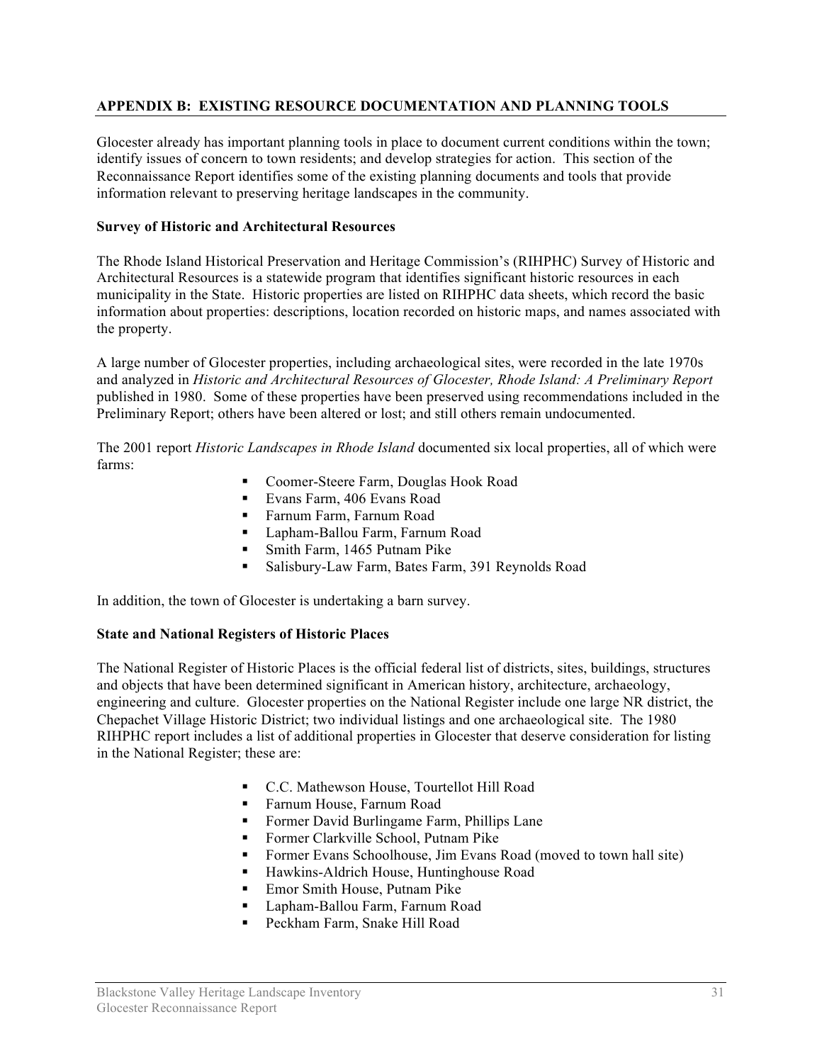## APPENDIX B: EXISTING RESOURCE DOCUMENTATION AND PLANNING TOOLS

Glocester already has important planning tools in place to document current conditions within the town; identify issues of concern to town residents; and develop strategies for action. This section of the Reconnaissance Report identifies some of the existing planning documents and tools that provide information relevant to preserving heritage landscapes in the community.

### Survey of Historic and Architectural Resources

The Rhode Island Historical Preservation and Heritage Commission's (RIHPHC) Survey of Historic and Architectural Resources is a statewide program that identifies significant historic resources in each municipality in the State. Historic properties are listed on RIHPHC data sheets, which record the basic information about properties: descriptions, location recorded on historic maps, and names associated with the property.

A large number of Glocester properties, including archaeological sites, were recorded in the late 1970s and analyzed in *Historic and Architectural Resources of Glocester, Rhode Island: A Preliminary Report* published in 1980. Some of these properties have been preserved using recommendations included in the Preliminary Report; others have been altered or lost; and still others remain undocumented.

The 2001 report *Historic Landscapes in Rhode Island* documented six local properties, all of which were farms:

- Coomer-Steere Farm, Douglas Hook Road
- Evans Farm, 406 Evans Road
- Farnum Farm, Farnum Road
- Lapham-Ballou Farm, Farnum Road
- Smith Farm, 1465 Putnam Pike
- Salisbury-Law Farm, Bates Farm, 391 Reynolds Road

In addition, the town of Glocester is undertaking a barn survey.

### State and National Registers of Historic Places

The National Register of Historic Places is the official federal list of districts, sites, buildings, structures and objects that have been determined significant in American history, architecture, archaeology, engineering and culture. Glocester properties on the National Register include one large NR district, the Chepachet Village Historic District; two individual listings and one archaeological site. The 1980 RIHPHC report includes a list of additional properties in Glocester that deserve consideration for listing in the National Register; these are:

- C.C. Mathewson House, Tourtellot Hill Road
- Farnum House, Farnum Road
- Former David Burlingame Farm, Phillips Lane
- Former Clarkville School, Putnam Pike
- Former Evans Schoolhouse, Jim Evans Road (moved to town hall site)
- Hawkins-Aldrich House, Huntinghouse Road
- Emor Smith House, Putnam Pike
- Lapham-Ballou Farm, Farnum Road
- Peckham Farm, Snake Hill Road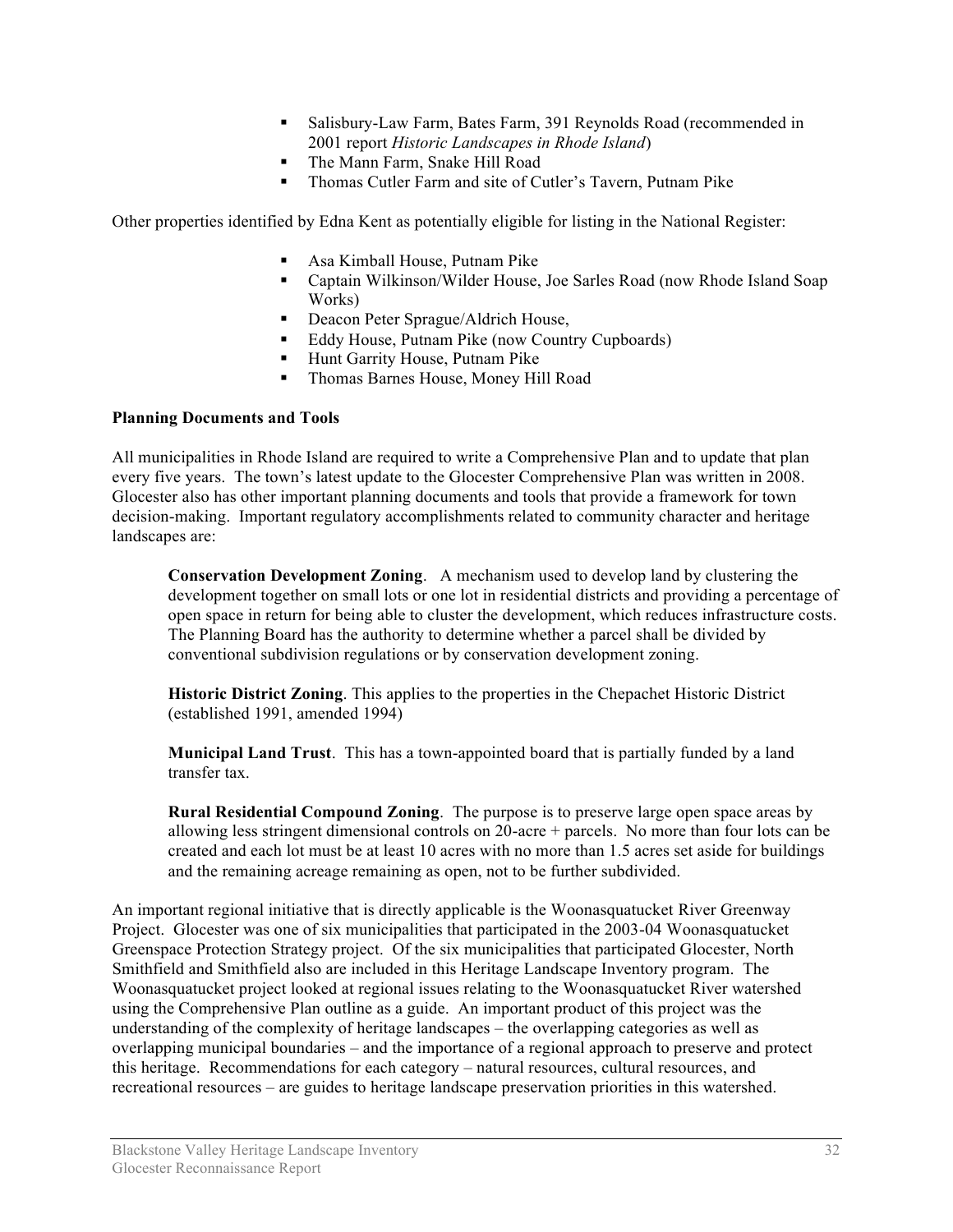- Salisbury-Law Farm, Bates Farm, 391 Reynolds Road (recommended in 2001 report *Historic Landscapes in Rhode Island*)
- The Mann Farm, Snake Hill Road
- Thomas Cutler Farm and site of Cutler's Tavern, Putnam Pike

Other properties identified by Edna Kent as potentially eligible for listing in the National Register:

- Asa Kimball House, Putnam Pike
- Captain Wilkinson/Wilder House, Joe Sarles Road (now Rhode Island Soap Works)
- Deacon Peter Sprague/Aldrich House,
- Eddy House, Putnam Pike (now Country Cupboards)
- Hunt Garrity House, Putnam Pike
- Thomas Barnes House, Money Hill Road

**Planning Documents and Tools**

All municipalities in Rhode Island are required to write a Comprehensive Plan and to update that plan every five years. The town's latest update to the Glocester Comprehensive Plan was written in 2008. Glocester also has other important planning documents and tools that provide a framework for town decision-making. Important regulatory accomplishments related to community character and heritage landscapes are:

> **Conservation Development Zoning**. A mechanism used to develop land by clustering the development together on small lots or one lot in residential districts and providing a percentage of open space in return for being able to cluster the development, which reduces infrastructure costs. The Planning Board has the authority to determine whether a parcel shall be divided by conventional subdivision regulations or by conservation development zoning.
>
> **Historic District Zoning**. This applies to the properties in the Chepachet Historic District (established 1991, amended 1994)
>
> **Municipal Land Trust**. This has a town-appointed board that is partially funded by a land transfer tax.
>
> **Rural Residential Compound Zoning**. The purpose is to preserve large open space areas by allowing less stringent dimensional controls on 20-acre + parcels. No more than four lots can be created and each lot must be at least 10 acres with no more than 1.5 acres set aside for buildings and the remaining acreage remaining as open, not to be further subdivided.

An important regional initiative that is directly applicable is the Woonasquatucket River Greenway Project. Glocester was one of six municipalities that participated in the 2003-04 Woonasquatucket Greenspace Protection Strategy project. Of the six municipalities that participated Glocester, North Smithfield and Smithfield also are included in this Heritage Landscape Inventory program. The Woonasquatucket project looked at regional issues relating to the Woonasquatucket River watershed using the Comprehensive Plan outline as a guide. An important product of this project was the understanding of the complexity of heritage landscapes – the overlapping categories as well as overlapping municipal boundaries – and the importance of a regional approach to preserve and protect this heritage. Recommendations for each category – natural resources, cultural resources, and recreational resources – are guides to heritage landscape preservation priorities in this watershed.